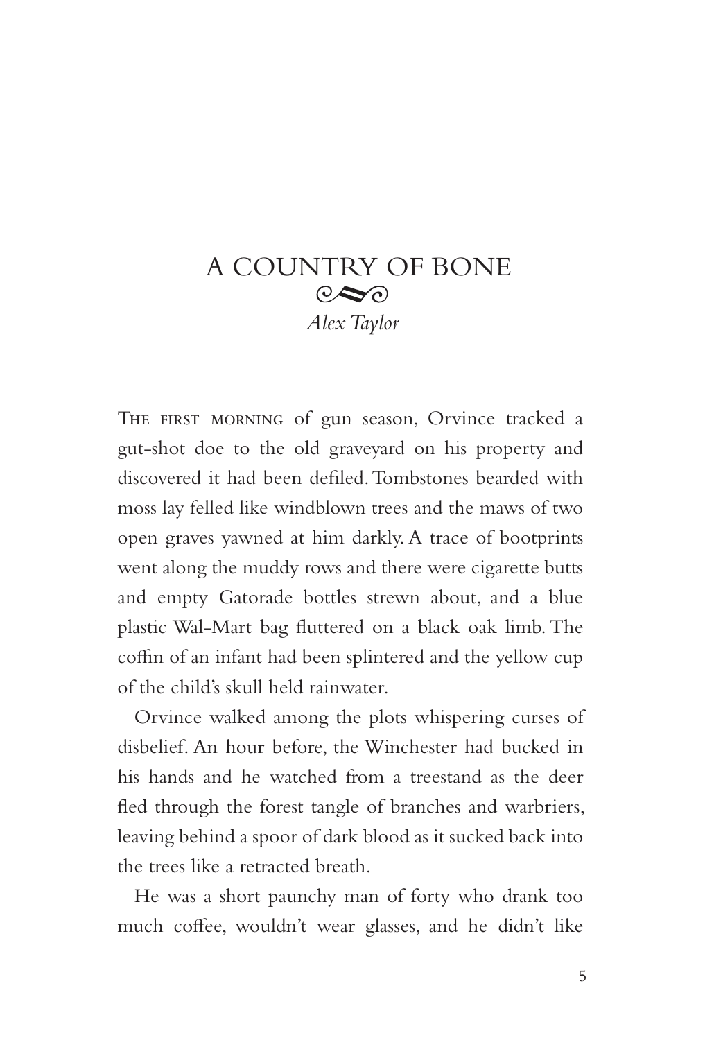# A COUNTRY OF BONE

*Alex Taylor*

THE FIRST MORNING of gun season, Orvince tracked a gut-shot doe to the old graveyard on his property and discovered it had been defiled. Tombstones bearded with moss lay felled like windblown trees and the maws of two open graves yawned at him darkly. A trace of bootprints went along the muddy rows and there were cigarette butts and empty Gatorade bottles strewn about, and a blue plastic Wal-Mart bag fluttered on a black oak limb. The coffin of an infant had been splintered and the yellow cup of the child's skull held rainwater.

Orvince walked among the plots whispering curses of disbelief. An hour before, the Winchester had bucked in his hands and he watched from a treestand as the deer fled through the forest tangle of branches and warbriers, leaving behind a spoor of dark blood as it sucked back into the trees like a retracted breath.

He was a short paunchy man of forty who drank too much coffee, wouldn't wear glasses, and he didn't like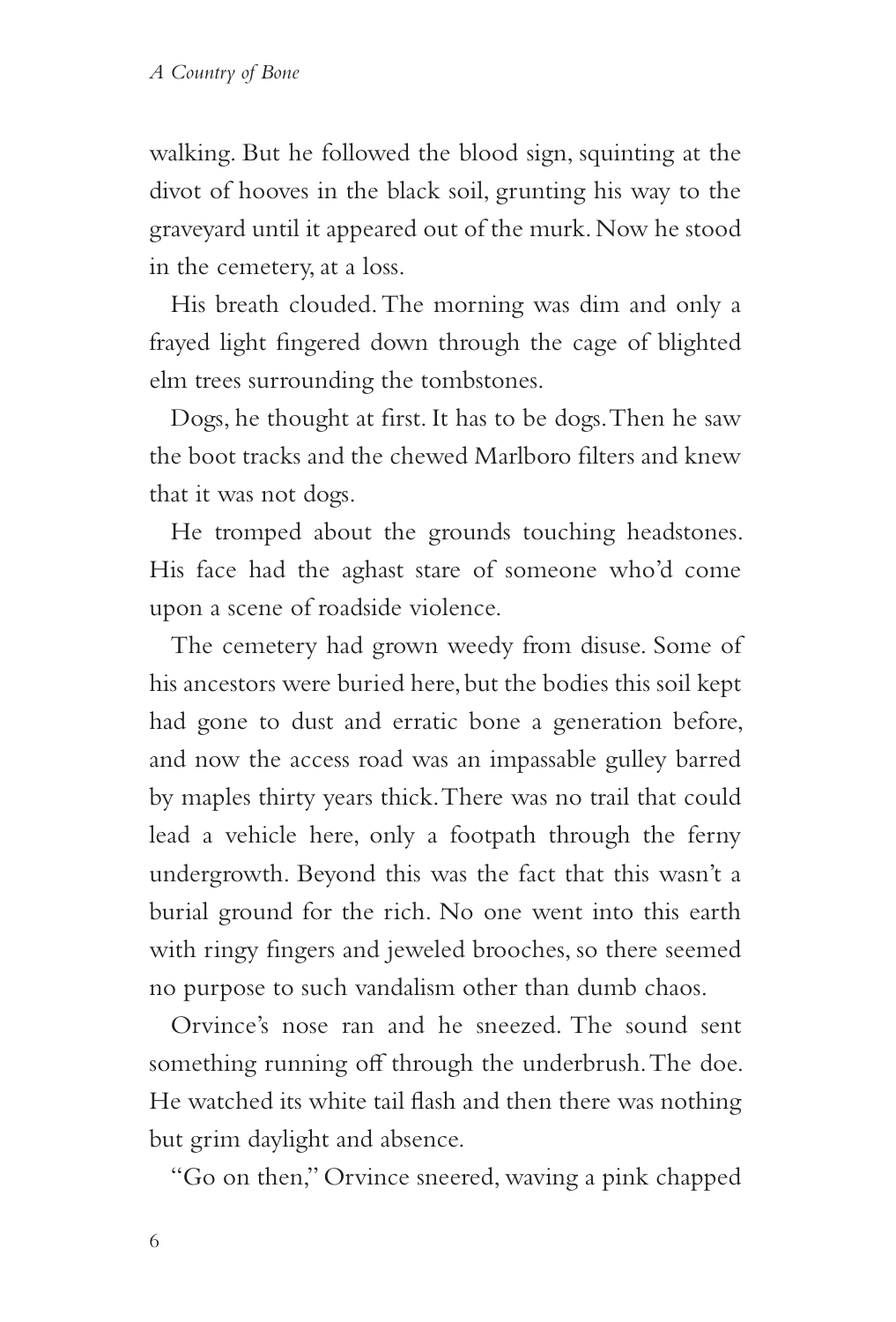walking. But he followed the blood sign, squinting at the divot of hooves in the black soil, grunting his way to the graveyard until it appeared out of the murk. Now he stood in the cemetery, at a loss.

His breath clouded. The morning was dim and only a frayed light fingered down through the cage of blighted elm trees surrounding the tombstones.

Dogs, he thought at first. It has to be dogs. Then he saw the boot tracks and the chewed Marlboro filters and knew that it was not dogs.

He tromped about the grounds touching headstones. His face had the aghast stare of someone who'd come upon a scene of roadside violence.

The cemetery had grown weedy from disuse. Some of his ancestors were buried here, but the bodies this soil kept had gone to dust and erratic bone a generation before, and now the access road was an impassable gulley barred by maples thirty years thick. There was no trail that could lead a vehicle here, only a footpath through the ferny undergrowth. Beyond this was the fact that this wasn't a burial ground for the rich. No one went into this earth with ringy fingers and jeweled brooches, so there seemed no purpose to such vandalism other than dumb chaos.

Orvince's nose ran and he sneezed. The sound sent something running off through the underbrush. The doe. He watched its white tail flash and then there was nothing but grim daylight and absence.

"Go on then," Orvince sneered, waving a pink chapped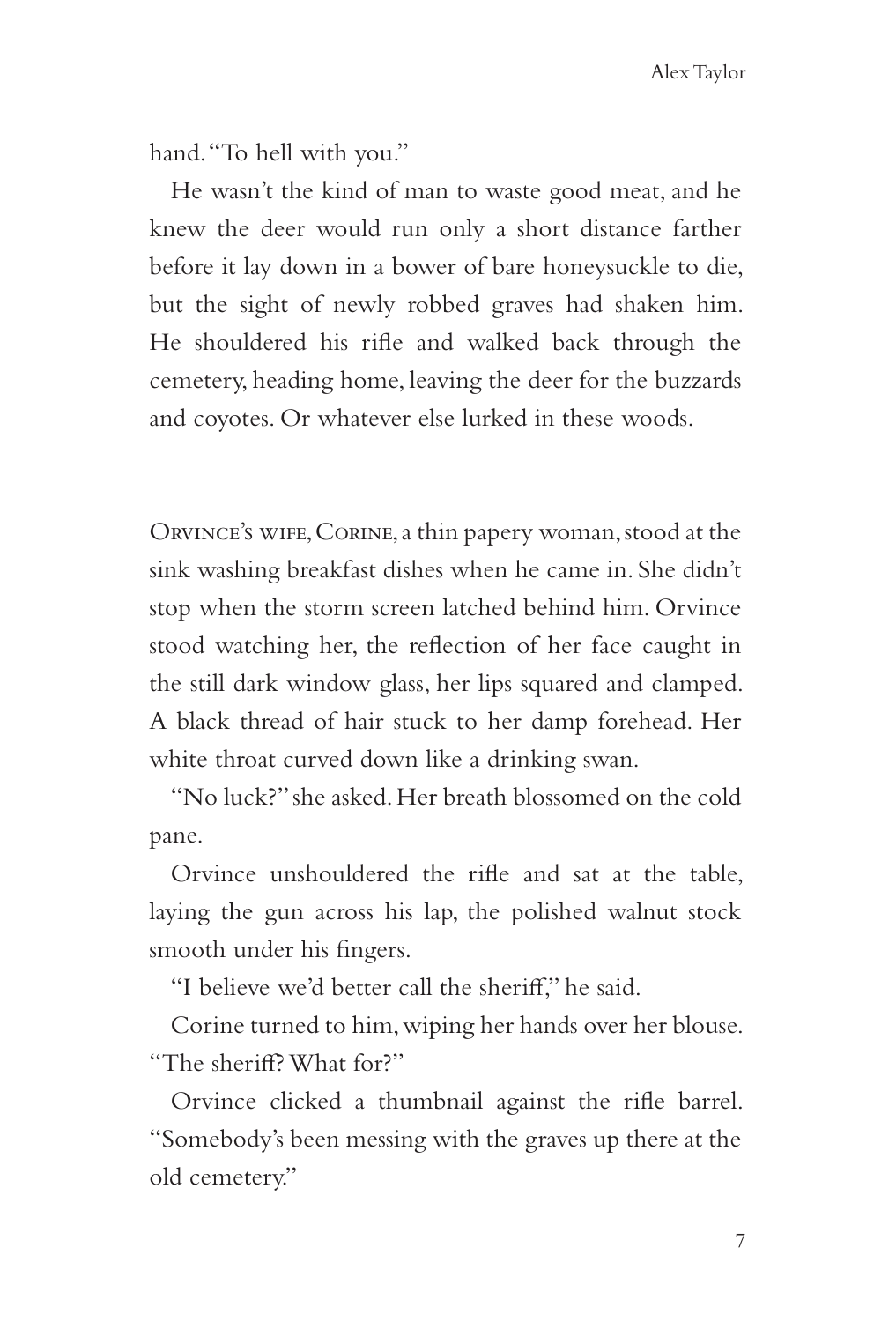hand. "To hell with you."

He wasn't the kind of man to waste good meat, and he knew the deer would run only a short distance farther before it lay down in a bower of bare honeysuckle to die, but the sight of newly robbed graves had shaken him. He shouldered his rifle and walked back through the cemetery, heading home, leaving the deer for the buzzards and coyotes. Or whatever else lurked in these woods.

Orvince's wife, Corine, a thin papery woman, stood at the sink washing breakfast dishes when he came in. She didn't stop when the storm screen latched behind him. Orvince stood watching her, the reflection of her face caught in the still dark window glass, her lips squared and clamped. A black thread of hair stuck to her damp forehead. Her white throat curved down like a drinking swan.

"No luck?" she asked. Her breath blossomed on the cold pane.

Orvince unshouldered the rifle and sat at the table, laying the gun across his lap, the polished walnut stock smooth under his fingers.

"I believe we'd better call the sheriff," he said.

Corine turned to him, wiping her hands over her blouse. "The sheriff? What for?"

Orvince clicked a thumbnail against the rifle barrel. "Somebody's been messing with the graves up there at the old cemetery."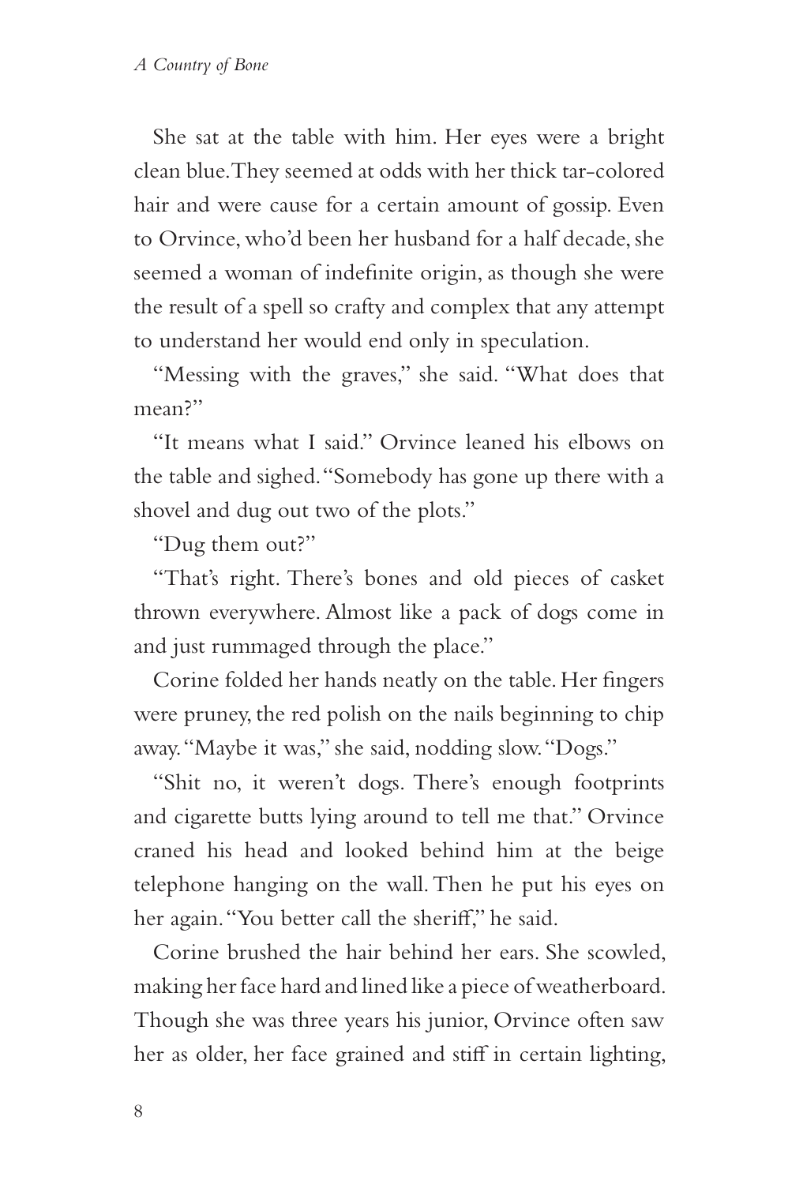She sat at the table with him. Her eyes were a bright clean blue. They seemed at odds with her thick tar-colored hair and were cause for a certain amount of gossip. Even to Orvince, who'd been her husband for a half decade, she seemed a woman of indefinite origin, as though she were the result of a spell so crafty and complex that any attempt to understand her would end only in speculation.

"Messing with the graves," she said. "What does that mean?"

"It means what I said." Orvince leaned his elbows on the table and sighed. "Somebody has gone up there with a shovel and dug out two of the plots."

"Dug them out?"

"That's right. There's bones and old pieces of casket thrown everywhere. Almost like a pack of dogs come in and just rummaged through the place."

Corine folded her hands neatly on the table. Her fingers were pruney, the red polish on the nails beginning to chip away. "Maybe it was," she said, nodding slow. "Dogs."

"Shit no, it weren't dogs. There's enough footprints and cigarette butts lying around to tell me that." Orvince craned his head and looked behind him at the beige telephone hanging on the wall. Then he put his eyes on her again. "You better call the sheriff," he said.

Corine brushed the hair behind her ears. She scowled, making her face hard and lined like a piece of weatherboard. Though she was three years his junior, Orvince often saw her as older, her face grained and stiff in certain lighting,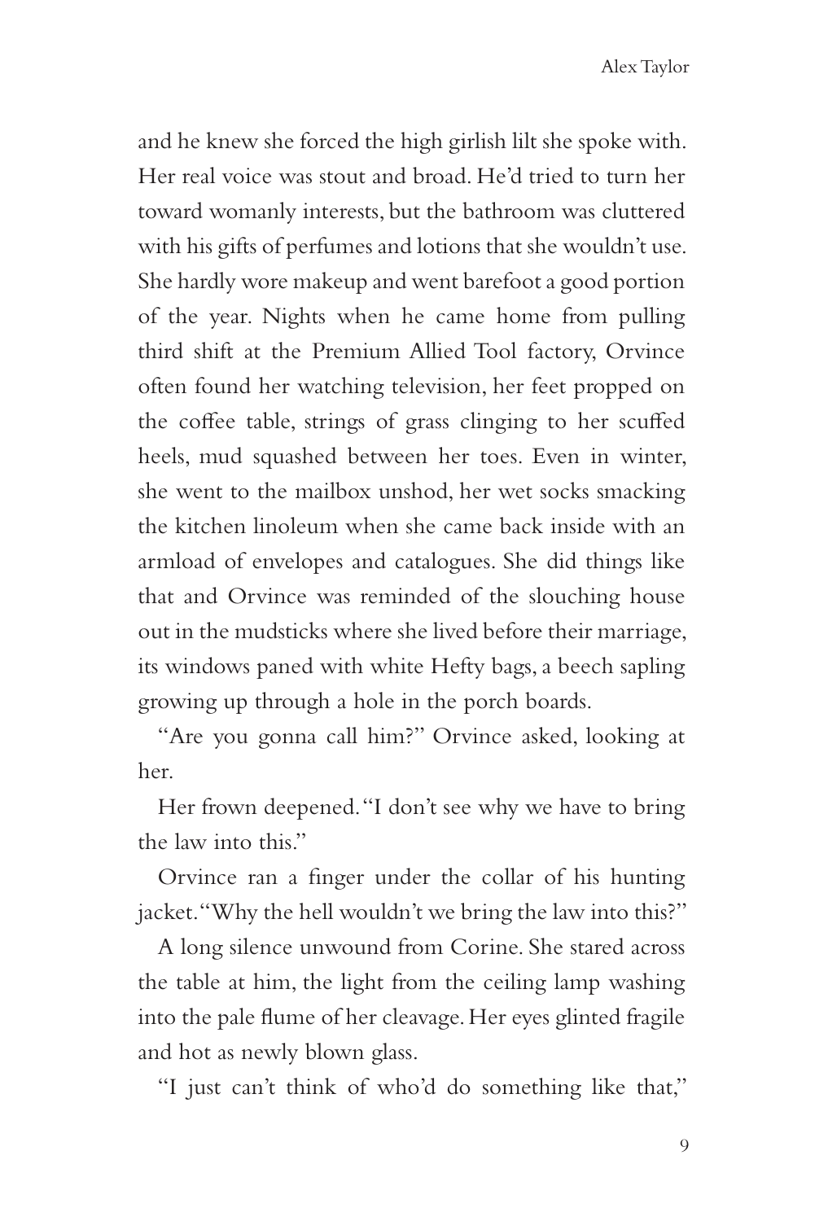and he knew she forced the high girlish lilt she spoke with. Her real voice was stout and broad. He'd tried to turn her toward womanly interests, but the bathroom was cluttered with his gifts of perfumes and lotions that she wouldn't use. She hardly wore makeup and went barefoot a good portion of the year. Nights when he came home from pulling third shift at the Premium Allied Tool factory, Orvince often found her watching television, her feet propped on the coffee table, strings of grass clinging to her scuffed heels, mud squashed between her toes. Even in winter, she went to the mailbox unshod, her wet socks smacking the kitchen linoleum when she came back inside with an armload of envelopes and catalogues. She did things like that and Orvince was reminded of the slouching house out in the mudsticks where she lived before their marriage, its windows paned with white Hefty bags, a beech sapling growing up through a hole in the porch boards.

"Are you gonna call him?" Orvince asked, looking at her.

Her frown deepened. "I don't see why we have to bring the law into this."

Orvince ran a finger under the collar of his hunting jacket. "Why the hell wouldn't we bring the law into this?"

A long silence unwound from Corine. She stared across the table at him, the light from the ceiling lamp washing into the pale flume of her cleavage. Her eyes glinted fragile and hot as newly blown glass.

"I just can't think of who'd do something like that,"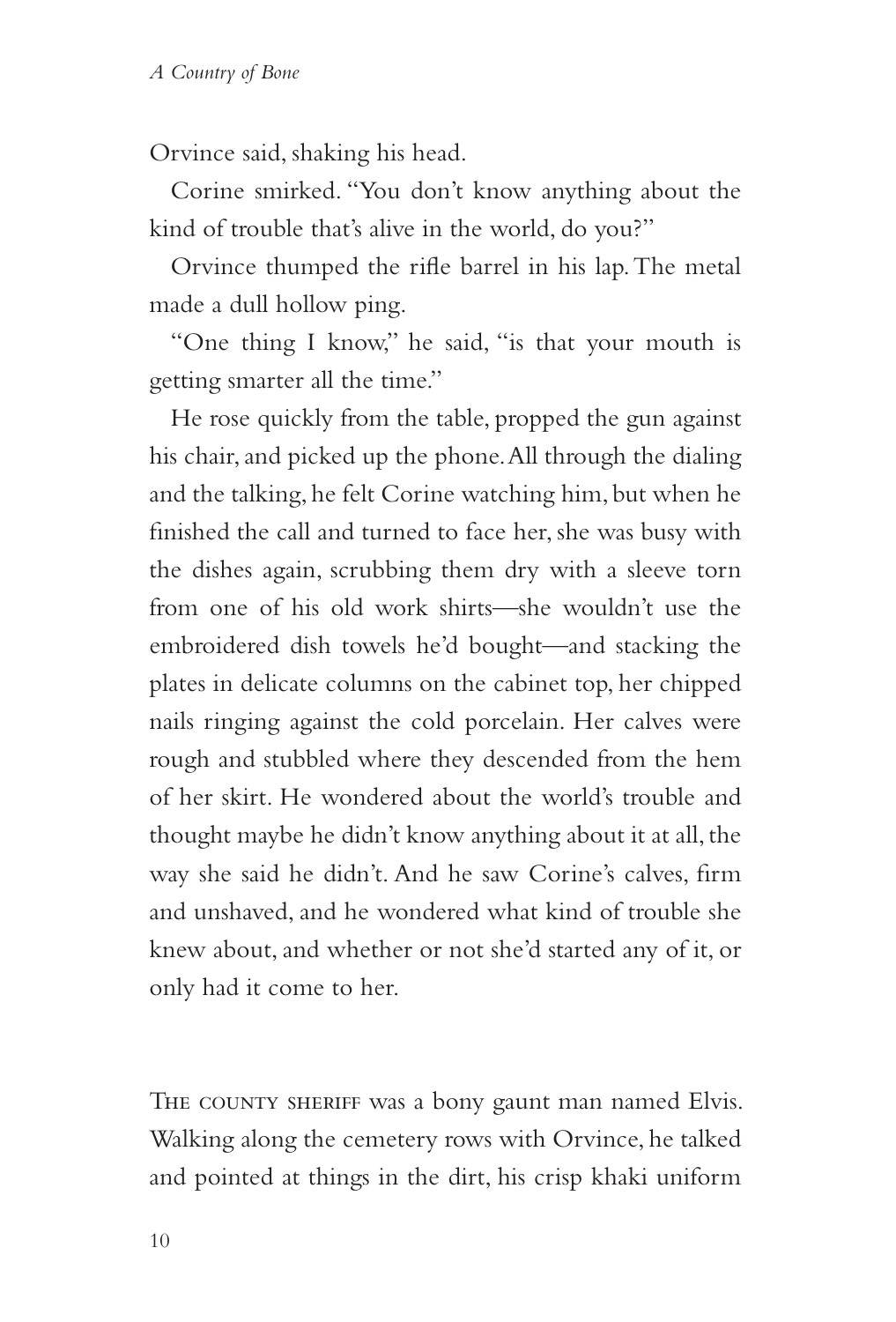Orvince said, shaking his head.

Corine smirked. "You don't know anything about the kind of trouble that's alive in the world, do you?"

Orvince thumped the rifle barrel in his lap. The metal made a dull hollow ping.

"One thing I know," he said, "is that your mouth is getting smarter all the time."

He rose quickly from the table, propped the gun against his chair, and picked up the phone. All through the dialing and the talking, he felt Corine watching him, but when he finished the call and turned to face her, she was busy with the dishes again, scrubbing them dry with a sleeve torn from one of his old work shirts—she wouldn't use the embroidered dish towels he'd bought—and stacking the plates in delicate columns on the cabinet top, her chipped nails ringing against the cold porcelain. Her calves were rough and stubbled where they descended from the hem of her skirt. He wondered about the world's trouble and thought maybe he didn't know anything about it at all, the way she said he didn't. And he saw Corine's calves, firm and unshaved, and he wondered what kind of trouble she knew about, and whether or not she'd started any of it, or only had it come to her.

The county sheriff was a bony gaunt man named Elvis. Walking along the cemetery rows with Orvince, he talked and pointed at things in the dirt, his crisp khaki uniform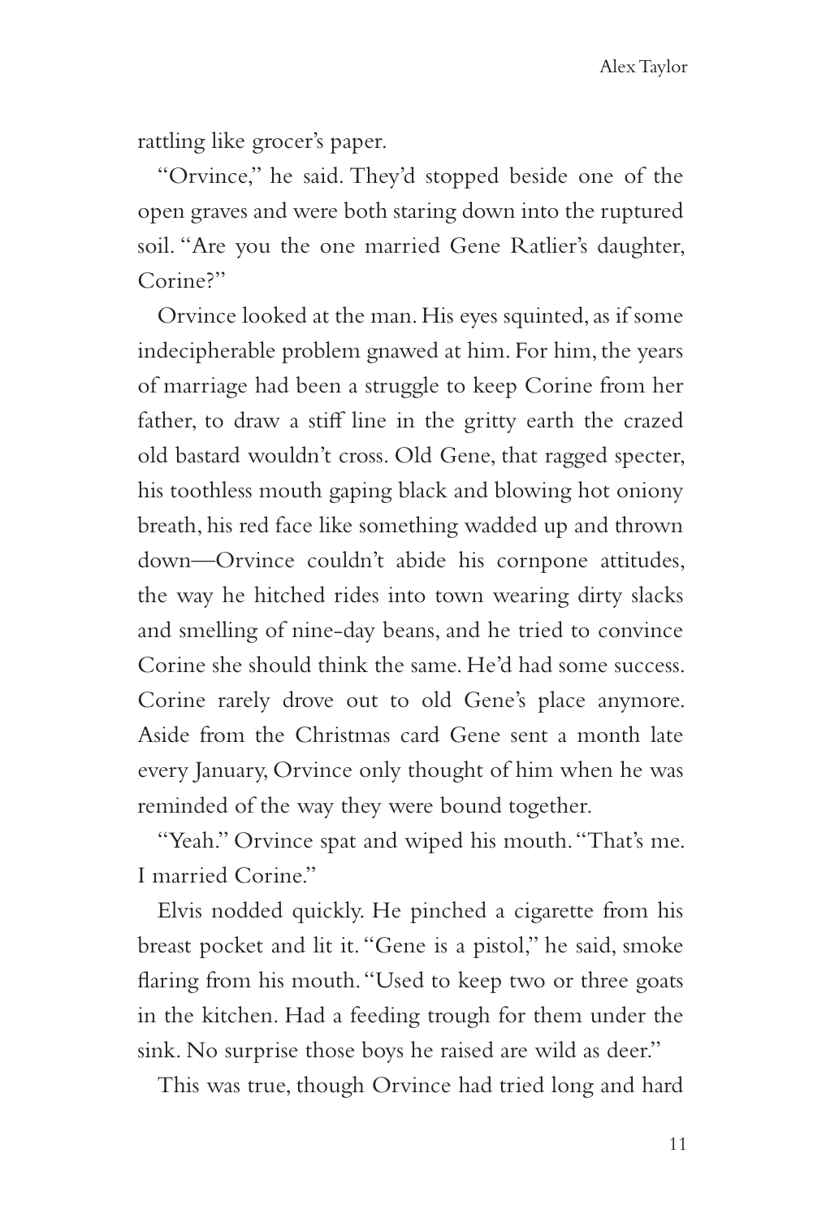rattling like grocer's paper.

"Orvince," he said. They'd stopped beside one of the open graves and were both staring down into the ruptured soil. "Are you the one married Gene Ratlier's daughter, Corine?"

Orvince looked at the man. His eyes squinted, as if some indecipherable problem gnawed at him. For him, the years of marriage had been a struggle to keep Corine from her father, to draw a stiff line in the gritty earth the crazed old bastard wouldn't cross. Old Gene, that ragged specter, his toothless mouth gaping black and blowing hot oniony breath, his red face like something wadded up and thrown down—Orvince couldn't abide his cornpone attitudes, the way he hitched rides into town wearing dirty slacks and smelling of nine-day beans, and he tried to convince Corine she should think the same. He'd had some success. Corine rarely drove out to old Gene's place anymore. Aside from the Christmas card Gene sent a month late every January, Orvince only thought of him when he was reminded of the way they were bound together.

"Yeah." Orvince spat and wiped his mouth. "That's me. I married Corine."

Elvis nodded quickly. He pinched a cigarette from his breast pocket and lit it. "Gene is a pistol," he said, smoke flaring from his mouth. "Used to keep two or three goats in the kitchen. Had a feeding trough for them under the sink. No surprise those boys he raised are wild as deer."

This was true, though Orvince had tried long and hard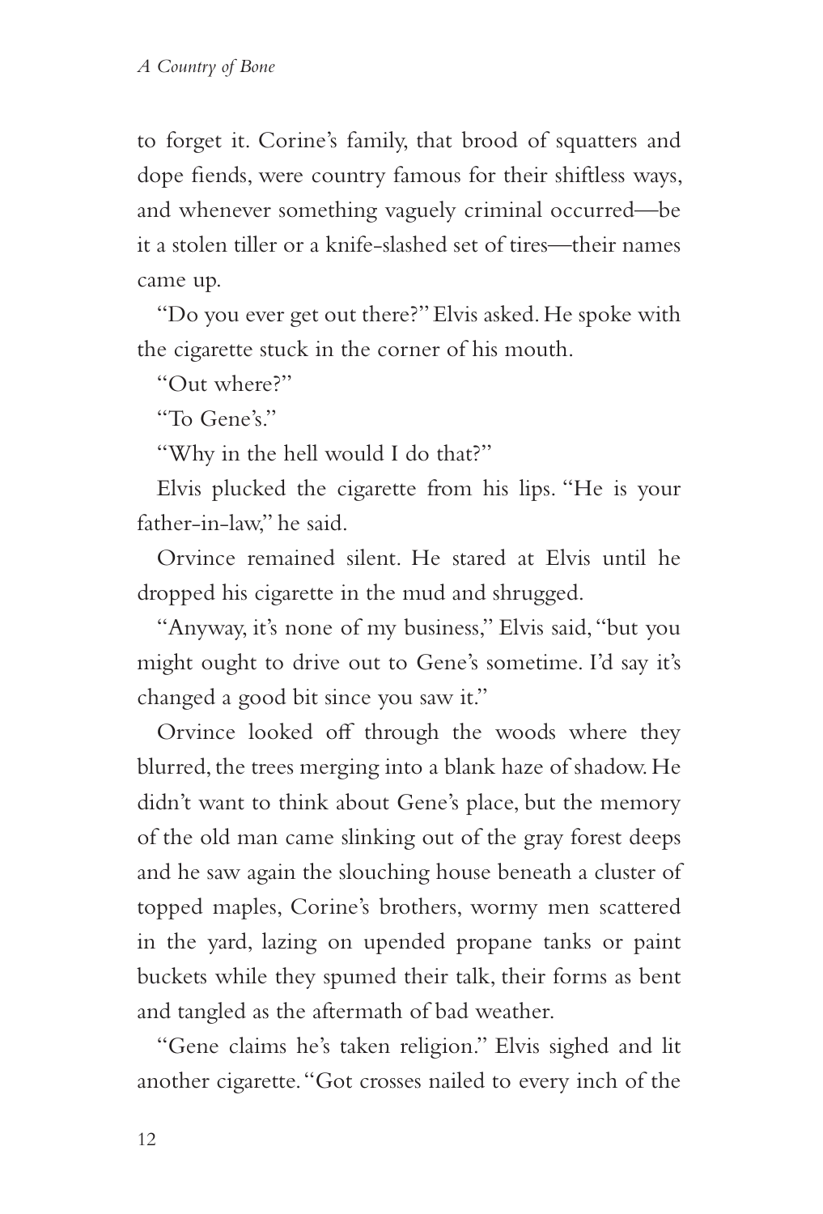to forget it. Corine's family, that brood of squatters and dope fiends, were country famous for their shiftless ways, and whenever something vaguely criminal occurred—be it a stolen tiller or a knife-slashed set of tires—their names came up.

"Do you ever get out there?" Elvis asked. He spoke with the cigarette stuck in the corner of his mouth.

"Out where?"

"To Gene's."

"Why in the hell would I do that?"

Elvis plucked the cigarette from his lips. "He is your father-in-law," he said.

Orvince remained silent. He stared at Elvis until he dropped his cigarette in the mud and shrugged.

"Anyway, it's none of my business," Elvis said, "but you might ought to drive out to Gene's sometime. I'd say it's changed a good bit since you saw it."

Orvince looked off through the woods where they blurred, the trees merging into a blank haze of shadow. He didn't want to think about Gene's place, but the memory of the old man came slinking out of the gray forest deeps and he saw again the slouching house beneath a cluster of topped maples, Corine's brothers, wormy men scattered in the yard, lazing on upended propane tanks or paint buckets while they spumed their talk, their forms as bent and tangled as the aftermath of bad weather.

"Gene claims he's taken religion." Elvis sighed and lit another cigarette. "Got crosses nailed to every inch of the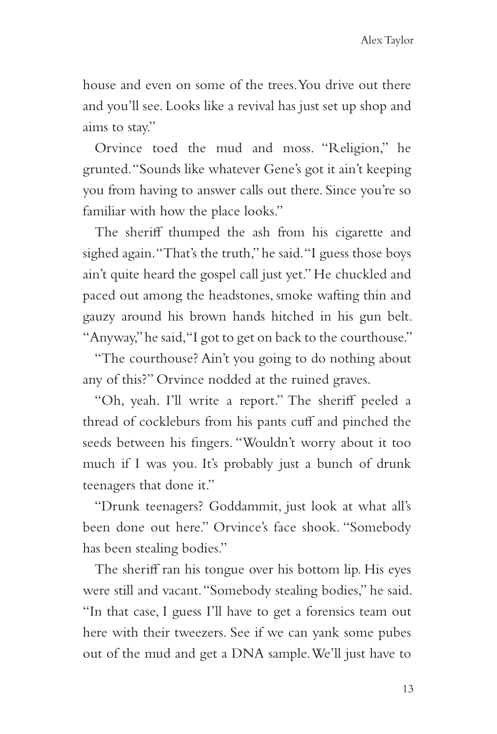house and even on some of the trees. You drive out there and you'll see. Looks like a revival has just set up shop and aims to stay."

Orvince toed the mud and moss. "Religion," he grunted. "Sounds like whatever Gene's got it ain't keeping you from having to answer calls out there. Since you're so familiar with how the place looks."

The sheriff thumped the ash from his cigarette and sighed again. "That's the truth," he said. "I guess those boys ain't quite heard the gospel call just yet." He chuckled and paced out among the headstones, smoke wafting thin and gauzy around his brown hands hitched in his gun belt. "Anyway," he said, "I got to get on back to the courthouse."

"The courthouse? Ain't you going to do nothing about any of this?" Orvince nodded at the ruined graves.

"Oh, yeah. I'll write a report." The sheriff peeled a thread of cockleburs from his pants cuff and pinched the seeds between his fingers. "Wouldn't worry about it too much if I was you. It's probably just a bunch of drunk teenagers that done it."

"Drunk teenagers? Goddammit, just look at what all's been done out here." Orvince's face shook. "Somebody has been stealing bodies."

The sheriff ran his tongue over his bottom lip. His eyes were still and vacant. "Somebody stealing bodies," he said. "In that case, I guess I'll have to get a forensics team out here with their tweezers. See if we can yank some pubes out of the mud and get a DNA sample. We'll just have to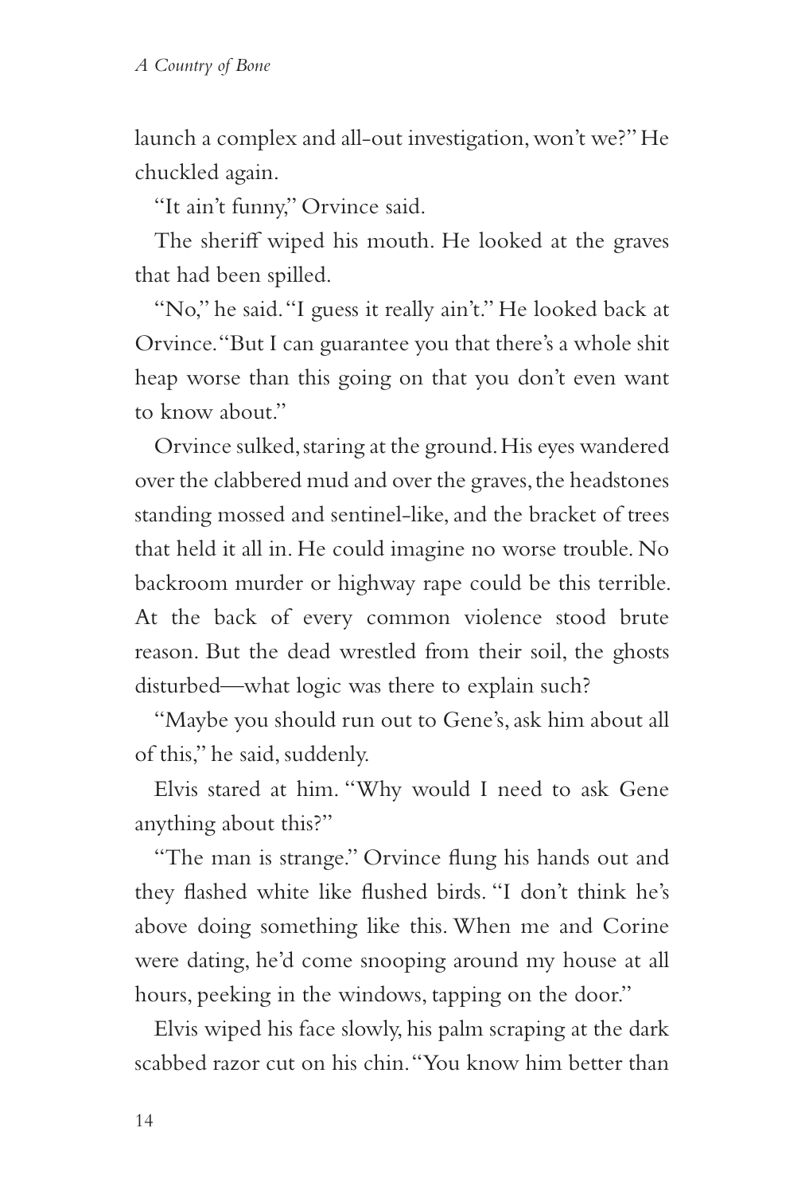launch a complex and all-out investigation, won't we?" He chuckled again.

"It ain't funny," Orvince said.

The sheriff wiped his mouth. He looked at the graves that had been spilled.

"No," he said. "I guess it really ain't." He looked back at Orvince. "But I can guarantee you that there's a whole shit heap worse than this going on that you don't even want to know about."

Orvince sulked, staring at the ground. His eyes wandered over the clabbered mud and over the graves, the headstones standing mossed and sentinel-like, and the bracket of trees that held it all in. He could imagine no worse trouble. No backroom murder or highway rape could be this terrible. At the back of every common violence stood brute reason. But the dead wrestled from their soil, the ghosts disturbed—what logic was there to explain such?

"Maybe you should run out to Gene's, ask him about all of this," he said, suddenly.

Elvis stared at him. "Why would I need to ask Gene anything about this?"

"The man is strange." Orvince flung his hands out and they flashed white like flushed birds. "I don't think he's above doing something like this. When me and Corine were dating, he'd come snooping around my house at all hours, peeking in the windows, tapping on the door."

Elvis wiped his face slowly, his palm scraping at the dark scabbed razor cut on his chin. "You know him better than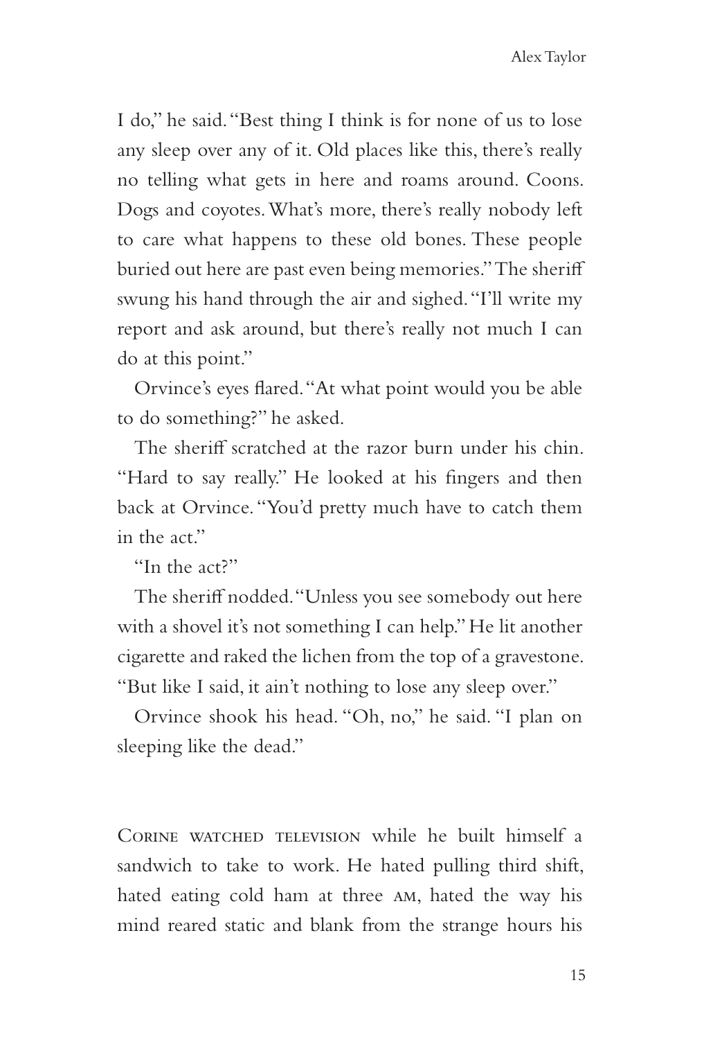I do," he said. "Best thing I think is for none of us to lose any sleep over any of it. Old places like this, there's really no telling what gets in here and roams around. Coons. Dogs and coyotes. What's more, there's really nobody left to care what happens to these old bones. These people buried out here are past even being memories." The sheriff swung his hand through the air and sighed. "I'll write my report and ask around, but there's really not much I can do at this point."

Orvince's eyes flared. "At what point would you be able to do something?" he asked.

The sheriff scratched at the razor burn under his chin. "Hard to say really." He looked at his fingers and then back at Orvince. "You'd pretty much have to catch them in the act."

"In the act?"

The sheriff nodded. "Unless you see somebody out here with a shovel it's not something I can help." He lit another cigarette and raked the lichen from the top of a gravestone. "But like I said, it ain't nothing to lose any sleep over."

Orvince shook his head. "Oh, no," he said. "I plan on sleeping like the dead."

Corine watched television while he built himself a sandwich to take to work. He hated pulling third shift, hated eating cold ham at three AM, hated the way his mind reared static and blank from the strange hours his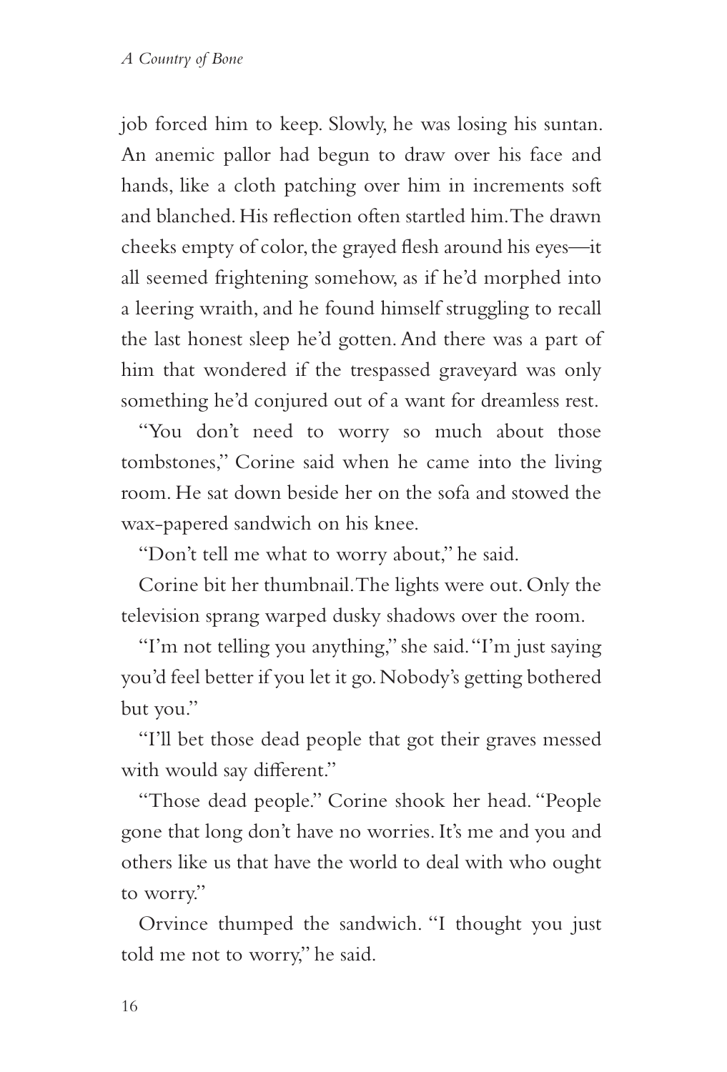job forced him to keep. Slowly, he was losing his suntan. An anemic pallor had begun to draw over his face and hands, like a cloth patching over him in increments soft and blanched. His reflection often startled him. The drawn cheeks empty of color, the grayed flesh around his eyes—it all seemed frightening somehow, as if he'd morphed into a leering wraith, and he found himself struggling to recall the last honest sleep he'd gotten. And there was a part of him that wondered if the trespassed graveyard was only something he'd conjured out of a want for dreamless rest.

"You don't need to worry so much about those tombstones," Corine said when he came into the living room. He sat down beside her on the sofa and stowed the wax-papered sandwich on his knee.

"Don't tell me what to worry about," he said.

Corine bit her thumbnail. The lights were out. Only the television sprang warped dusky shadows over the room.

"I'm not telling you anything," she said. "I'm just saying you'd feel better if you let it go. Nobody's getting bothered but you."

"I'll bet those dead people that got their graves messed with would say different."

"Those dead people." Corine shook her head. "People gone that long don't have no worries. It's me and you and others like us that have the world to deal with who ought to worry."

Orvince thumped the sandwich. "I thought you just told me not to worry," he said.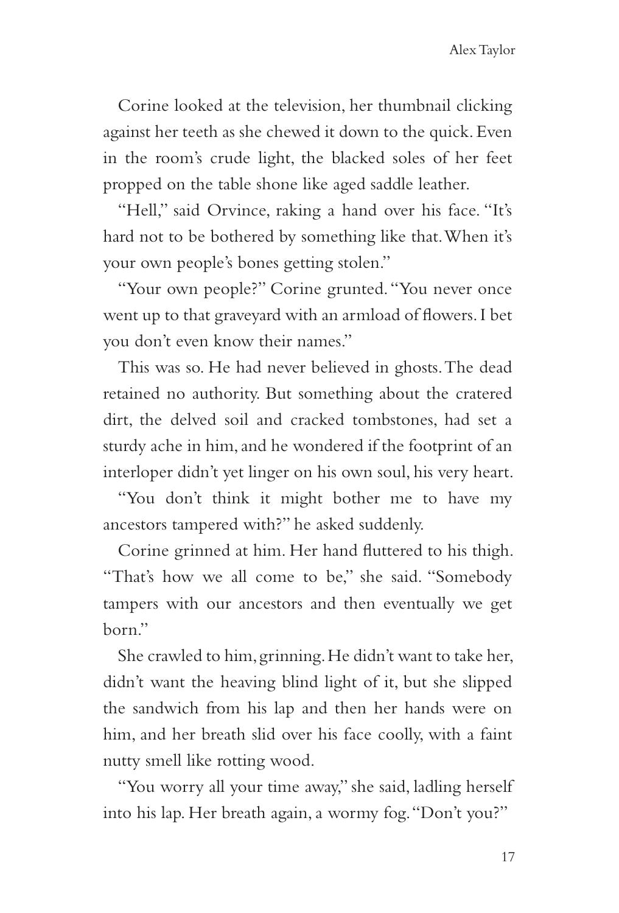Corine looked at the television, her thumbnail clicking against her teeth as she chewed it down to the quick. Even in the room's crude light, the blacked soles of her feet propped on the table shone like aged saddle leather.

"Hell," said Orvince, raking a hand over his face. "It's hard not to be bothered by something like that. When it's your own people's bones getting stolen."

"Your own people?" Corine grunted. "You never once went up to that graveyard with an armload of flowers. I bet you don't even know their names."

This was so. He had never believed in ghosts. The dead retained no authority. But something about the cratered dirt, the delved soil and cracked tombstones, had set a sturdy ache in him, and he wondered if the footprint of an interloper didn't yet linger on his own soul, his very heart.

"You don't think it might bother me to have my ancestors tampered with?" he asked suddenly.

Corine grinned at him. Her hand fluttered to his thigh. "That's how we all come to be," she said. "Somebody tampers with our ancestors and then eventually we get born."

She crawled to him, grinning. He didn't want to take her, didn't want the heaving blind light of it, but she slipped the sandwich from his lap and then her hands were on him, and her breath slid over his face coolly, with a faint nutty smell like rotting wood.

"You worry all your time away," she said, ladling herself into his lap. Her breath again, a wormy fog. "Don't you?"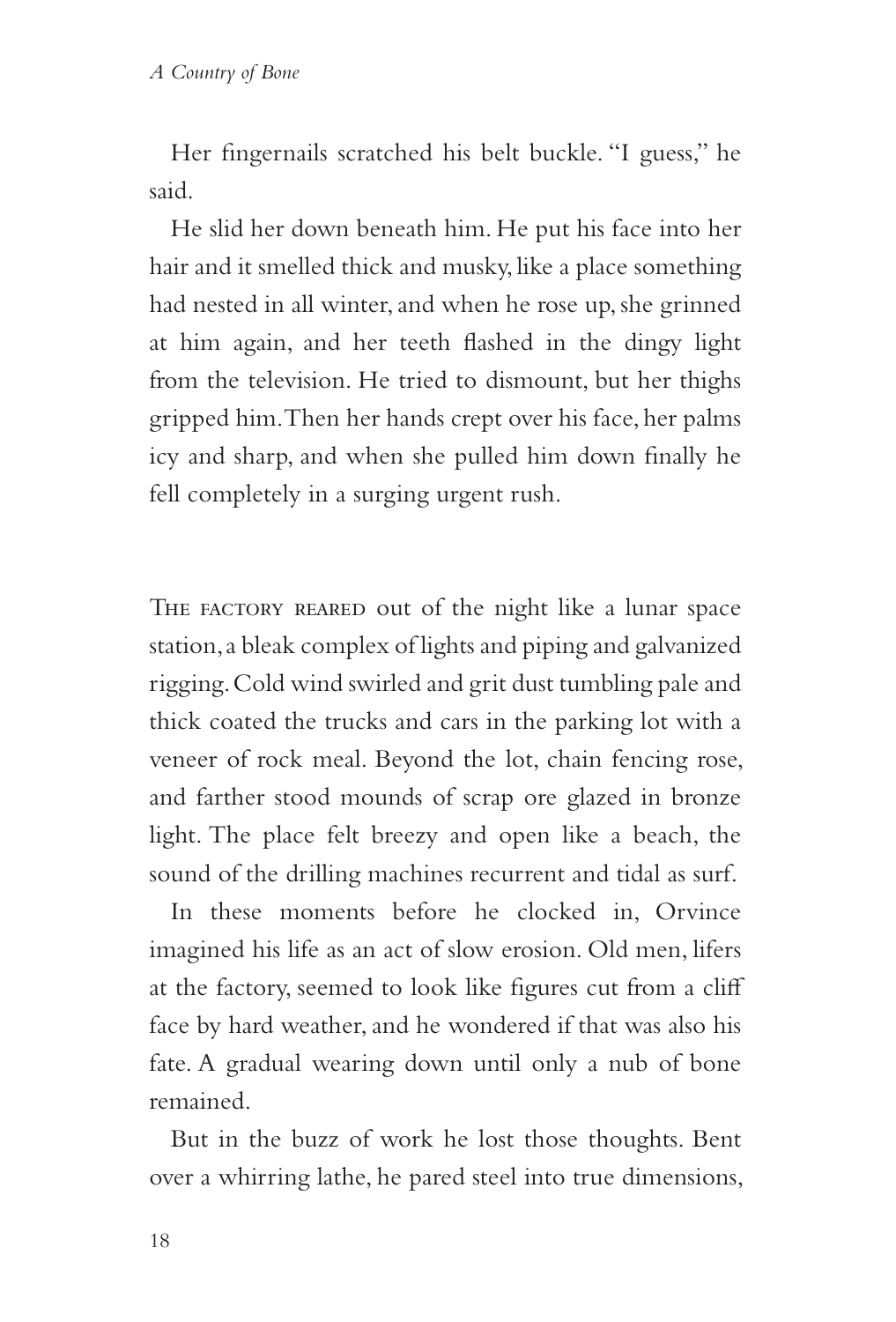Her fingernails scratched his belt buckle. "I guess," he said.

He slid her down beneath him. He put his face into her hair and it smelled thick and musky, like a place something had nested in all winter, and when he rose up, she grinned at him again, and her teeth flashed in the dingy light from the television. He tried to dismount, but her thighs gripped him. Then her hands crept over his face, her palms icy and sharp, and when she pulled him down finally he fell completely in a surging urgent rush.

THE FACTORY REARED out of the night like a lunar space station, a bleak complex of lights and piping and galvanized rigging. Cold wind swirled and grit dust tumbling pale and thick coated the trucks and cars in the parking lot with a veneer of rock meal. Beyond the lot, chain fencing rose, and farther stood mounds of scrap ore glazed in bronze light. The place felt breezy and open like a beach, the sound of the drilling machines recurrent and tidal as surf.

In these moments before he clocked in, Orvince imagined his life as an act of slow erosion. Old men, lifers at the factory, seemed to look like figures cut from a cliff face by hard weather, and he wondered if that was also his fate. A gradual wearing down until only a nub of bone remained.

But in the buzz of work he lost those thoughts. Bent over a whirring lathe, he pared steel into true dimensions,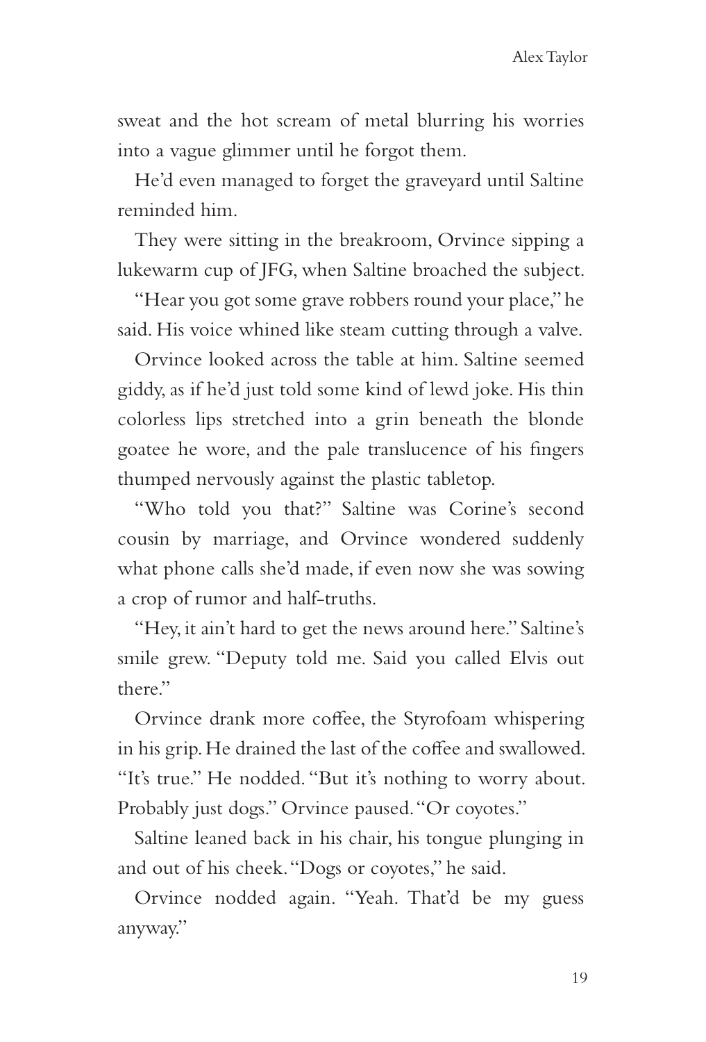sweat and the hot scream of metal blurring his worries into a vague glimmer until he forgot them.

He'd even managed to forget the graveyard until Saltine reminded him.

They were sitting in the breakroom, Orvince sipping a lukewarm cup of JFG, when Saltine broached the subject.

"Hear you got some grave robbers round your place," he said. His voice whined like steam cutting through a valve.

Orvince looked across the table at him. Saltine seemed giddy, as if he'd just told some kind of lewd joke. His thin colorless lips stretched into a grin beneath the blonde goatee he wore, and the pale translucence of his fingers thumped nervously against the plastic tabletop.

"Who told you that?" Saltine was Corine's second cousin by marriage, and Orvince wondered suddenly what phone calls she'd made, if even now she was sowing a crop of rumor and half-truths.

"Hey, it ain't hard to get the news around here." Saltine's smile grew. "Deputy told me. Said you called Elvis out there."

Orvince drank more coffee, the Styrofoam whispering in his grip. He drained the last of the coffee and swallowed. "It's true." He nodded. "But it's nothing to worry about. Probably just dogs." Orvince paused. "Or coyotes."

Saltine leaned back in his chair, his tongue plunging in and out of his cheek. "Dogs or coyotes," he said.

Orvince nodded again. "Yeah. That'd be my guess anyway."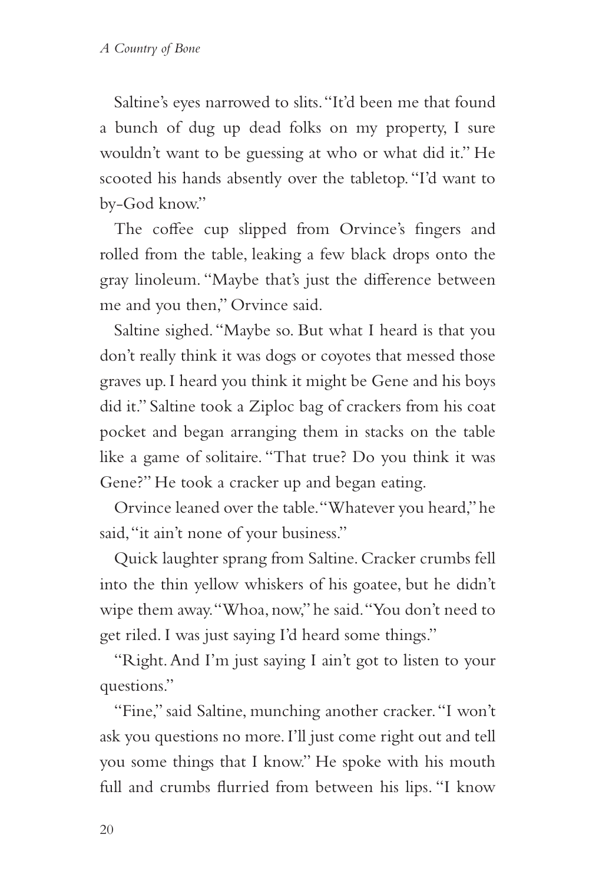Saltine's eyes narrowed to slits. "It'd been me that found a bunch of dug up dead folks on my property, I sure wouldn't want to be guessing at who or what did it." He scooted his hands absently over the tabletop. "I'd want to by-God know."

The coffee cup slipped from Orvince's fingers and rolled from the table, leaking a few black drops onto the gray linoleum. "Maybe that's just the difference between me and you then," Orvince said.

Saltine sighed. "Maybe so. But what I heard is that you don't really think it was dogs or coyotes that messed those graves up. I heard you think it might be Gene and his boys did it." Saltine took a Ziploc bag of crackers from his coat pocket and began arranging them in stacks on the table like a game of solitaire. "That true? Do you think it was Gene?" He took a cracker up and began eating.

Orvince leaned over the table. "Whatever you heard," he said, "it ain't none of your business."

Quick laughter sprang from Saltine. Cracker crumbs fell into the thin yellow whiskers of his goatee, but he didn't wipe them away. "Whoa, now," he said. "You don't need to get riled. I was just saying I'd heard some things."

"Right. And I'm just saying I ain't got to listen to your questions."

"Fine," said Saltine, munching another cracker. "I won't ask you questions no more. I'll just come right out and tell you some things that I know." He spoke with his mouth full and crumbs flurried from between his lips. "I know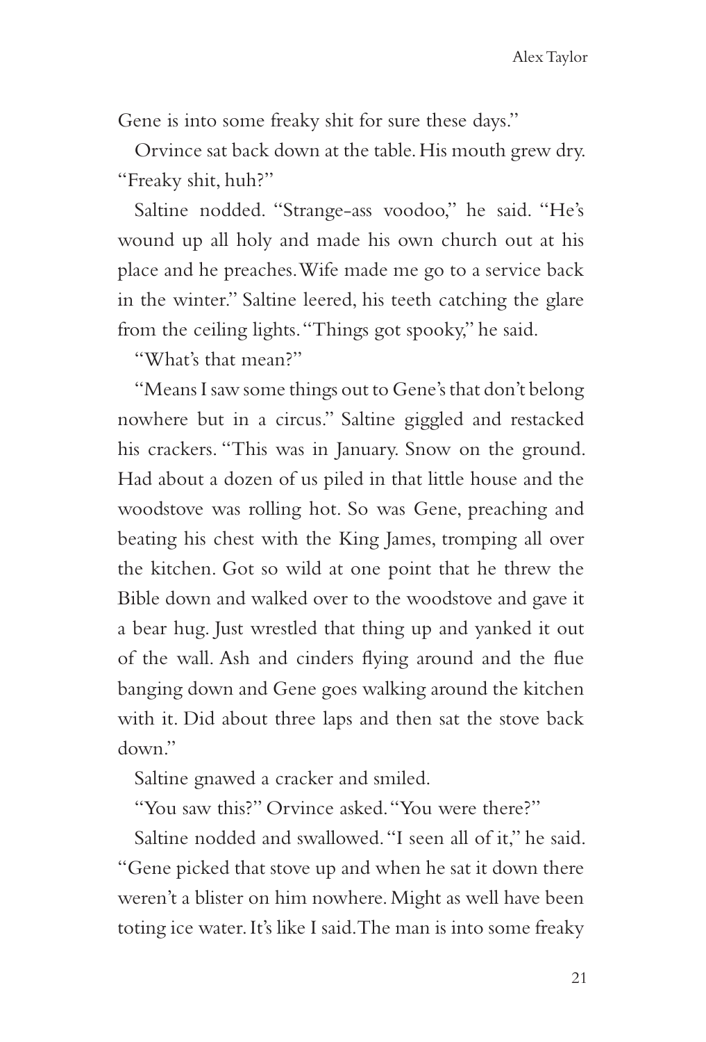Gene is into some freaky shit for sure these days."

Orvince sat back down at the table. His mouth grew dry. "Freaky shit, huh?"

Saltine nodded. "Strange-ass voodoo," he said. "He's wound up all holy and made his own church out at his place and he preaches. Wife made me go to a service back in the winter." Saltine leered, his teeth catching the glare from the ceiling lights. "Things got spooky," he said.

"What's that mean?"

"Means I saw some things out to Gene's that don't belong nowhere but in a circus." Saltine giggled and restacked his crackers. "This was in January. Snow on the ground. Had about a dozen of us piled in that little house and the woodstove was rolling hot. So was Gene, preaching and beating his chest with the King James, tromping all over the kitchen. Got so wild at one point that he threw the Bible down and walked over to the woodstove and gave it a bear hug. Just wrestled that thing up and yanked it out of the wall. Ash and cinders flying around and the flue banging down and Gene goes walking around the kitchen with it. Did about three laps and then sat the stove back down."

Saltine gnawed a cracker and smiled.

"You saw this?" Orvince asked. "You were there?"

Saltine nodded and swallowed. "I seen all of it," he said. "Gene picked that stove up and when he sat it down there weren't a blister on him nowhere. Might as well have been toting ice water. It's like I said. The man is into some freaky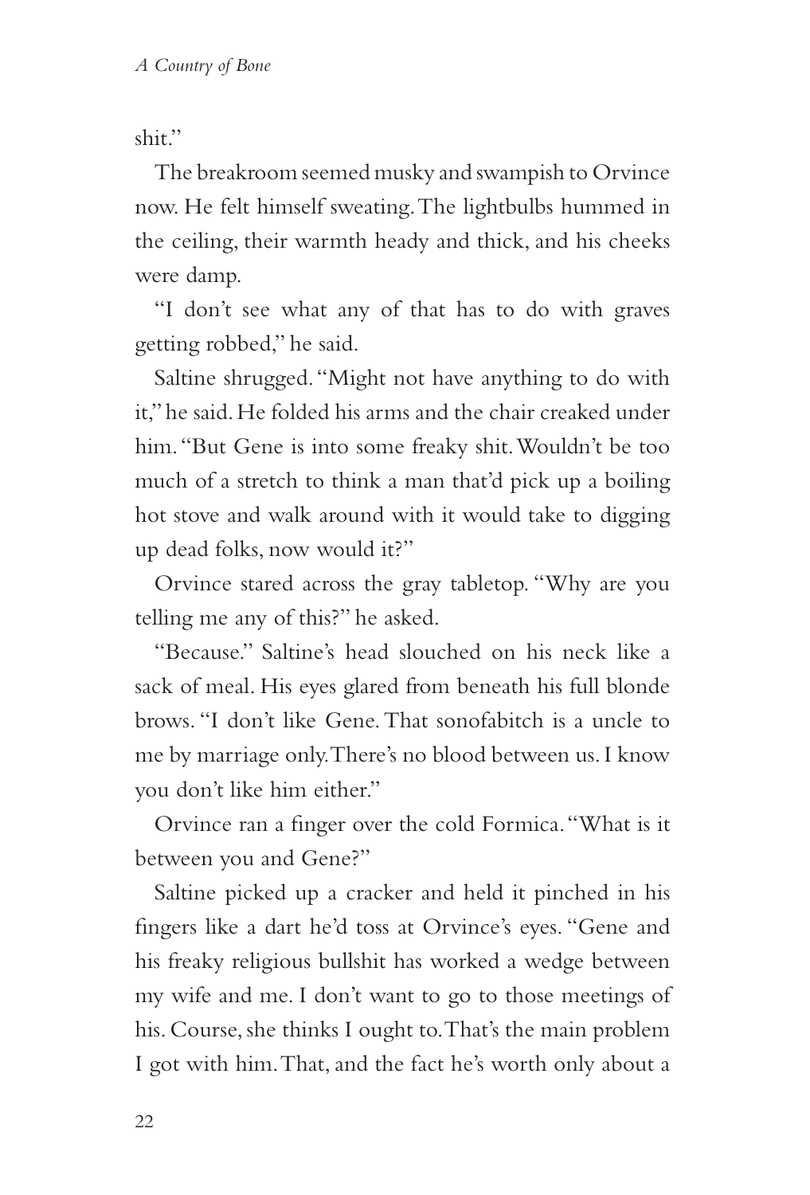shit."

The breakroom seemed musky and swampish to Orvince now. He felt himself sweating. The lightbulbs hummed in the ceiling, their warmth heady and thick, and his cheeks were damp.

"I don't see what any of that has to do with graves getting robbed," he said.

Saltine shrugged. "Might not have anything to do with it," he said. He folded his arms and the chair creaked under him. "But Gene is into some freaky shit. Wouldn't be too much of a stretch to think a man that'd pick up a boiling hot stove and walk around with it would take to digging up dead folks, now would it?"

Orvince stared across the gray tabletop. "Why are you telling me any of this?" he asked.

"Because." Saltine's head slouched on his neck like a sack of meal. His eyes glared from beneath his full blonde brows. "I don't like Gene. That sonofabitch is a uncle to me by marriage only. There's no blood between us. I know you don't like him either."

Orvince ran a finger over the cold Formica. "What is it between you and Gene?"

Saltine picked up a cracker and held it pinched in his fingers like a dart he'd toss at Orvince's eyes. "Gene and his freaky religious bullshit has worked a wedge between my wife and me. I don't want to go to those meetings of his. Course, she thinks I ought to. That's the main problem I got with him. That, and the fact he's worth only about a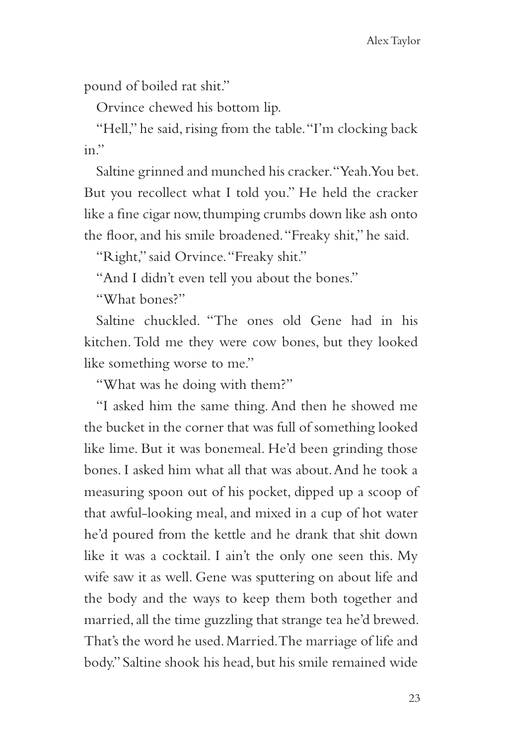pound of boiled rat shit."

Orvince chewed his bottom lip.

"Hell," he said, rising from the table. "I'm clocking back in."

Saltine grinned and munched his cracker. "Yeah. You bet. But you recollect what I told you." He held the cracker like a fine cigar now, thumping crumbs down like ash onto the floor, and his smile broadened. "Freaky shit," he said.

"Right," said Orvince. "Freaky shit."

"And I didn't even tell you about the bones."

"What bones?"

Saltine chuckled. "The ones old Gene had in his kitchen. Told me they were cow bones, but they looked like something worse to me."

"What was he doing with them?"

"I asked him the same thing. And then he showed me the bucket in the corner that was full of something looked like lime. But it was bonemeal. He'd been grinding those bones. I asked him what all that was about. And he took a measuring spoon out of his pocket, dipped up a scoop of that awful-looking meal, and mixed in a cup of hot water he'd poured from the kettle and he drank that shit down like it was a cocktail. I ain't the only one seen this. My wife saw it as well. Gene was sputtering on about life and the body and the ways to keep them both together and married, all the time guzzling that strange tea he'd brewed. That's the word he used. Married. The marriage of life and body." Saltine shook his head, but his smile remained wide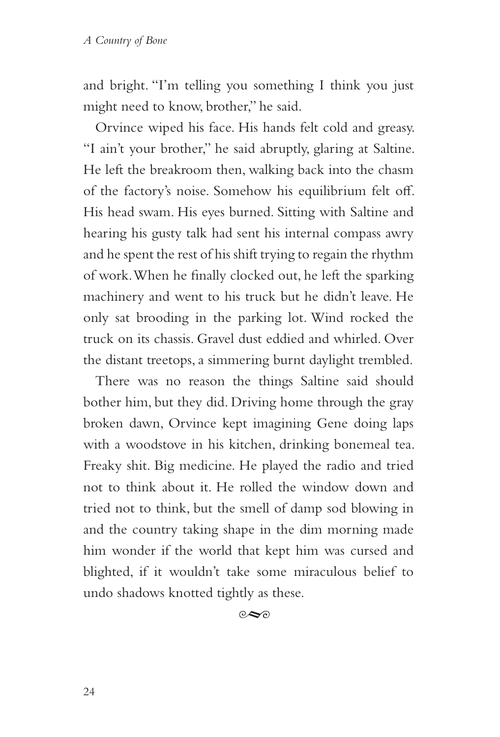and bright. "I'm telling you something I think you just might need to know, brother," he said.

Orvince wiped his face. His hands felt cold and greasy. "I ain't your brother," he said abruptly, glaring at Saltine. He left the breakroom then, walking back into the chasm of the factory's noise. Somehow his equilibrium felt off. His head swam. His eyes burned. Sitting with Saltine and hearing his gusty talk had sent his internal compass awry and he spent the rest of his shift trying to regain the rhythm of work. When he finally clocked out, he left the sparking machinery and went to his truck but he didn't leave. He only sat brooding in the parking lot. Wind rocked the truck on its chassis. Gravel dust eddied and whirled. Over the distant treetops, a simmering burnt daylight trembled.

There was no reason the things Saltine said should bother him, but they did. Driving home through the gray broken dawn, Orvince kept imagining Gene doing laps with a woodstove in his kitchen, drinking bonemeal tea. Freaky shit. Big medicine. He played the radio and tried not to think about it. He rolled the window down and tried not to think, but the smell of damp sod blowing in and the country taking shape in the dim morning made him wonder if the world that kept him was cursed and blighted, if it wouldn't take some miraculous belief to undo shadows knotted tightly as these.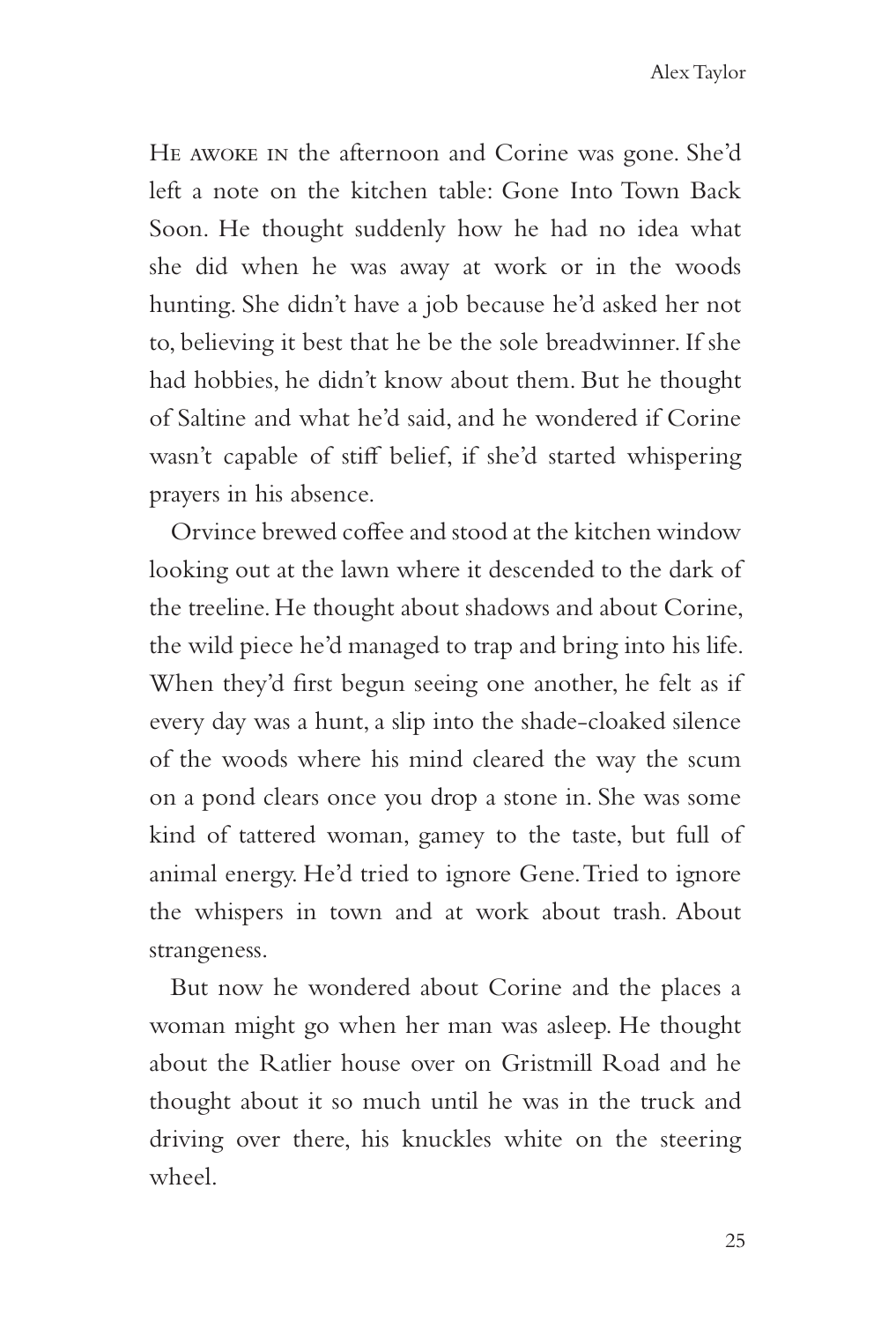He awoke in the afternoon and Corine was gone. She'd left a note on the kitchen table: Gone Into Town Back Soon. He thought suddenly how he had no idea what she did when he was away at work or in the woods hunting. She didn't have a job because he'd asked her not to, believing it best that he be the sole breadwinner. If she had hobbies, he didn't know about them. But he thought of Saltine and what he'd said, and he wondered if Corine wasn't capable of stiff belief, if she'd started whispering prayers in his absence.

Orvince brewed coffee and stood at the kitchen window looking out at the lawn where it descended to the dark of the treeline. He thought about shadows and about Corine, the wild piece he'd managed to trap and bring into his life. When they'd first begun seeing one another, he felt as if every day was a hunt, a slip into the shade-cloaked silence of the woods where his mind cleared the way the scum on a pond clears once you drop a stone in. She was some kind of tattered woman, gamey to the taste, but full of animal energy. He'd tried to ignore Gene. Tried to ignore the whispers in town and at work about trash. About strangeness.

But now he wondered about Corine and the places a woman might go when her man was asleep. He thought about the Ratlier house over on Gristmill Road and he thought about it so much until he was in the truck and driving over there, his knuckles white on the steering wheel.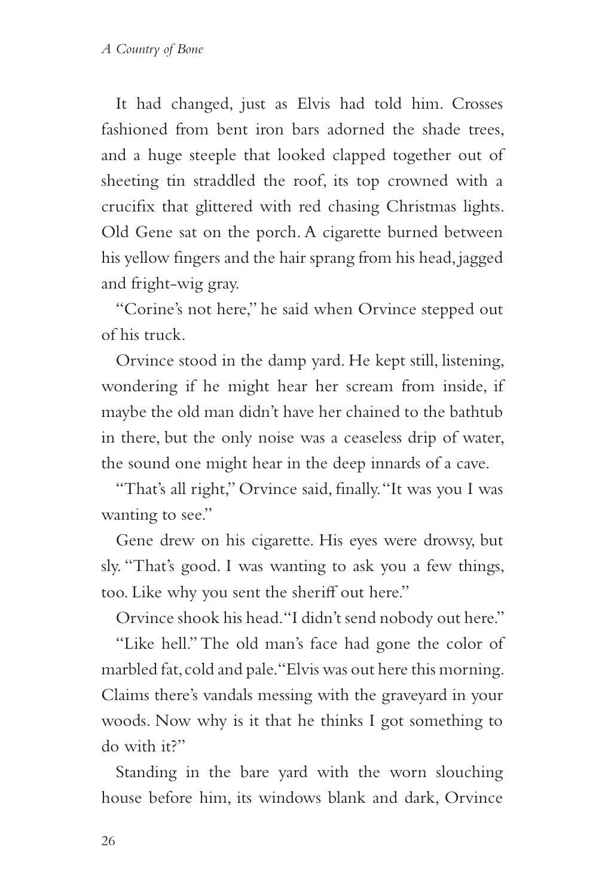It had changed, just as Elvis had told him. Crosses fashioned from bent iron bars adorned the shade trees, and a huge steeple that looked clapped together out of sheeting tin straddled the roof, its top crowned with a crucifix that glittered with red chasing Christmas lights. Old Gene sat on the porch. A cigarette burned between his yellow fingers and the hair sprang from his head, jagged and fright-wig gray.

"Corine's not here," he said when Orvince stepped out of his truck.

Orvince stood in the damp yard. He kept still, listening, wondering if he might hear her scream from inside, if maybe the old man didn't have her chained to the bathtub in there, but the only noise was a ceaseless drip of water, the sound one might hear in the deep innards of a cave.

"That's all right," Orvince said, finally. "It was you I was wanting to see."

Gene drew on his cigarette. His eyes were drowsy, but sly. "That's good. I was wanting to ask you a few things, too. Like why you sent the sheriff out here."

Orvince shook his head. "I didn't send nobody out here."

"Like hell." The old man's face had gone the color of marbled fat, cold and pale. "Elvis was out here this morning. Claims there's vandals messing with the graveyard in your woods. Now why is it that he thinks I got something to do with it?"

Standing in the bare yard with the worn slouching house before him, its windows blank and dark, Orvince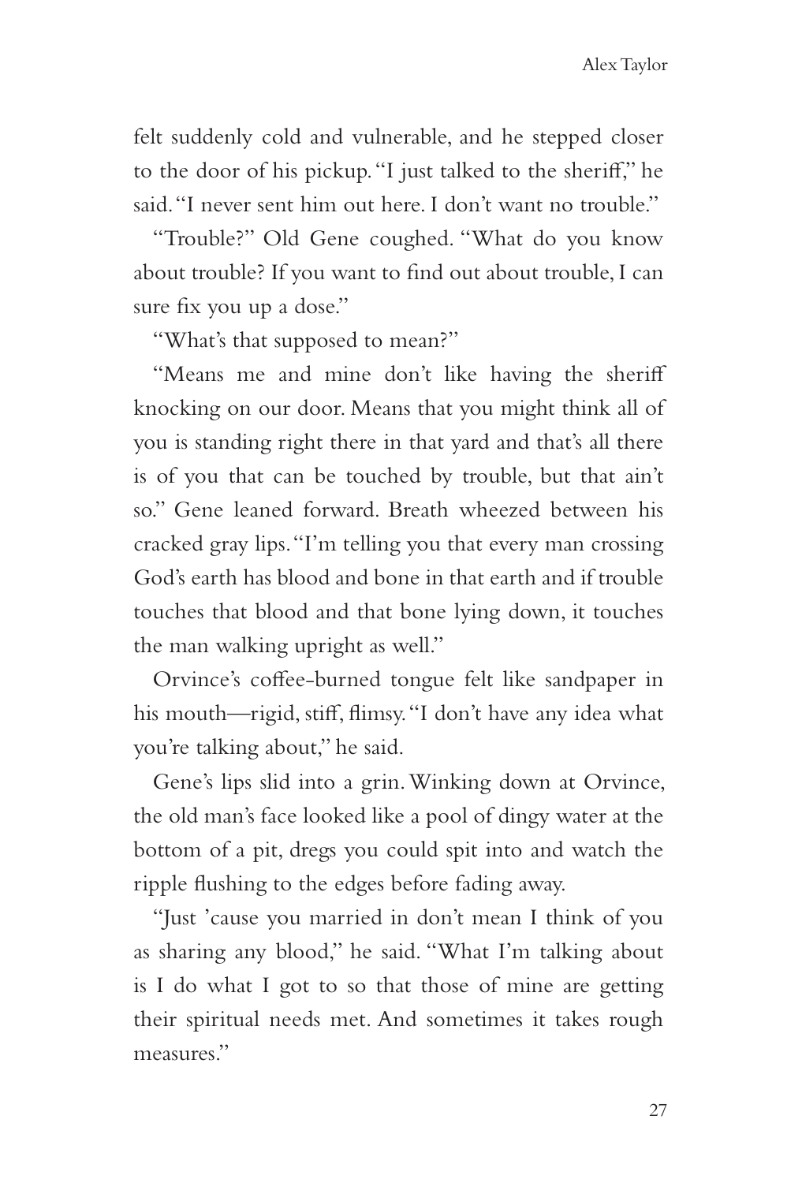felt suddenly cold and vulnerable, and he stepped closer to the door of his pickup. "I just talked to the sheriff," he said. "I never sent him out here. I don't want no trouble."

"Trouble?" Old Gene coughed. "What do you know about trouble? If you want to find out about trouble, I can sure fix you up a dose."

"What's that supposed to mean?"

"Means me and mine don't like having the sheriff knocking on our door. Means that you might think all of you is standing right there in that yard and that's all there is of you that can be touched by trouble, but that ain't so." Gene leaned forward. Breath wheezed between his cracked gray lips. "I'm telling you that every man crossing God's earth has blood and bone in that earth and if trouble touches that blood and that bone lying down, it touches the man walking upright as well."

Orvince's coffee-burned tongue felt like sandpaper in his mouth—rigid, stiff, flimsy. "I don't have any idea what you're talking about," he said.

Gene's lips slid into a grin. Winking down at Orvince, the old man's face looked like a pool of dingy water at the bottom of a pit, dregs you could spit into and watch the ripple flushing to the edges before fading away.

"Just 'cause you married in don't mean I think of you as sharing any blood," he said. "What I'm talking about is I do what I got to so that those of mine are getting their spiritual needs met. And sometimes it takes rough measures."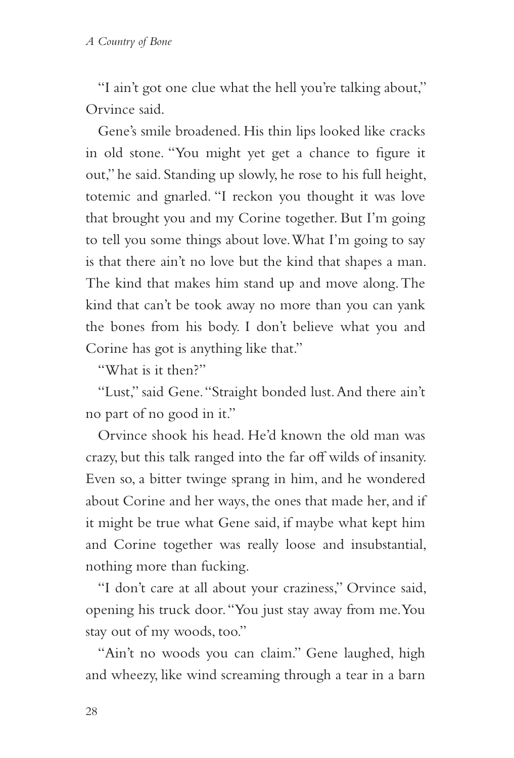"I ain't got one clue what the hell you're talking about," Orvince said.

Gene's smile broadened. His thin lips looked like cracks in old stone. "You might yet get a chance to figure it out," he said. Standing up slowly, he rose to his full height, totemic and gnarled. "I reckon you thought it was love that brought you and my Corine together. But I'm going to tell you some things about love. What I'm going to say is that there ain't no love but the kind that shapes a man. The kind that makes him stand up and move along. The kind that can't be took away no more than you can yank the bones from his body. I don't believe what you and Corine has got is anything like that."

"What is it then?"

"Lust," said Gene. "Straight bonded lust. And there ain't no part of no good in it."

Orvince shook his head. He'd known the old man was crazy, but this talk ranged into the far off wilds of insanity. Even so, a bitter twinge sprang in him, and he wondered about Corine and her ways, the ones that made her, and if it might be true what Gene said, if maybe what kept him and Corine together was really loose and insubstantial, nothing more than fucking.

"I don't care at all about your craziness," Orvince said, opening his truck door. "You just stay away from me. You stay out of my woods, too."

"Ain't no woods you can claim." Gene laughed, high and wheezy, like wind screaming through a tear in a barn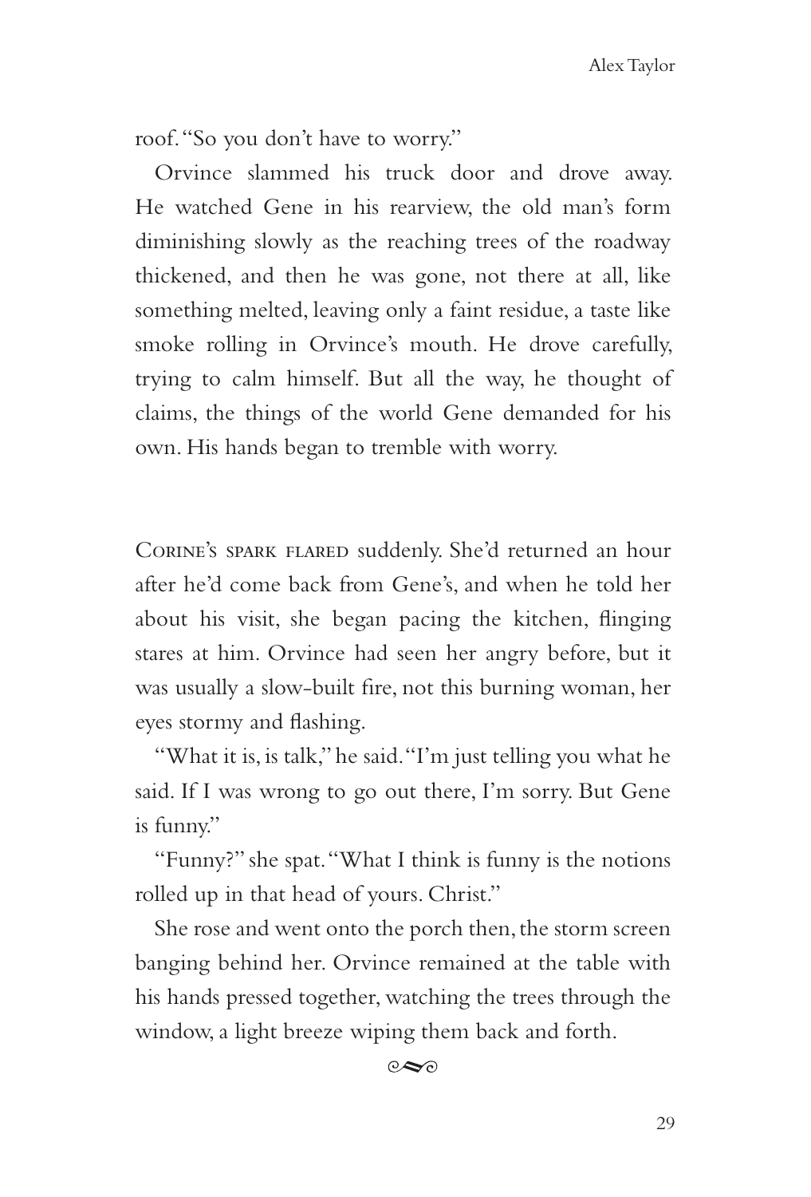roof. "So you don't have to worry."

Orvince slammed his truck door and drove away. He watched Gene in his rearview, the old man's form diminishing slowly as the reaching trees of the roadway thickened, and then he was gone, not there at all, like something melted, leaving only a faint residue, a taste like smoke rolling in Orvince's mouth. He drove carefully, trying to calm himself. But all the way, he thought of claims, the things of the world Gene demanded for his own. His hands began to tremble with worry.

Corine's spark flared suddenly. She'd returned an hour after he'd come back from Gene's, and when he told her about his visit, she began pacing the kitchen, flinging stares at him. Orvince had seen her angry before, but it was usually a slow-built fire, not this burning woman, her eyes stormy and flashing.

"What it is, is talk," he said. "I'm just telling you what he said. If I was wrong to go out there, I'm sorry. But Gene is funny."

"Funny?" she spat. "What I think is funny is the notions rolled up in that head of yours. Christ."

She rose and went onto the porch then, the storm screen banging behind her. Orvince remained at the table with his hands pressed together, watching the trees through the window, a light breeze wiping them back and forth.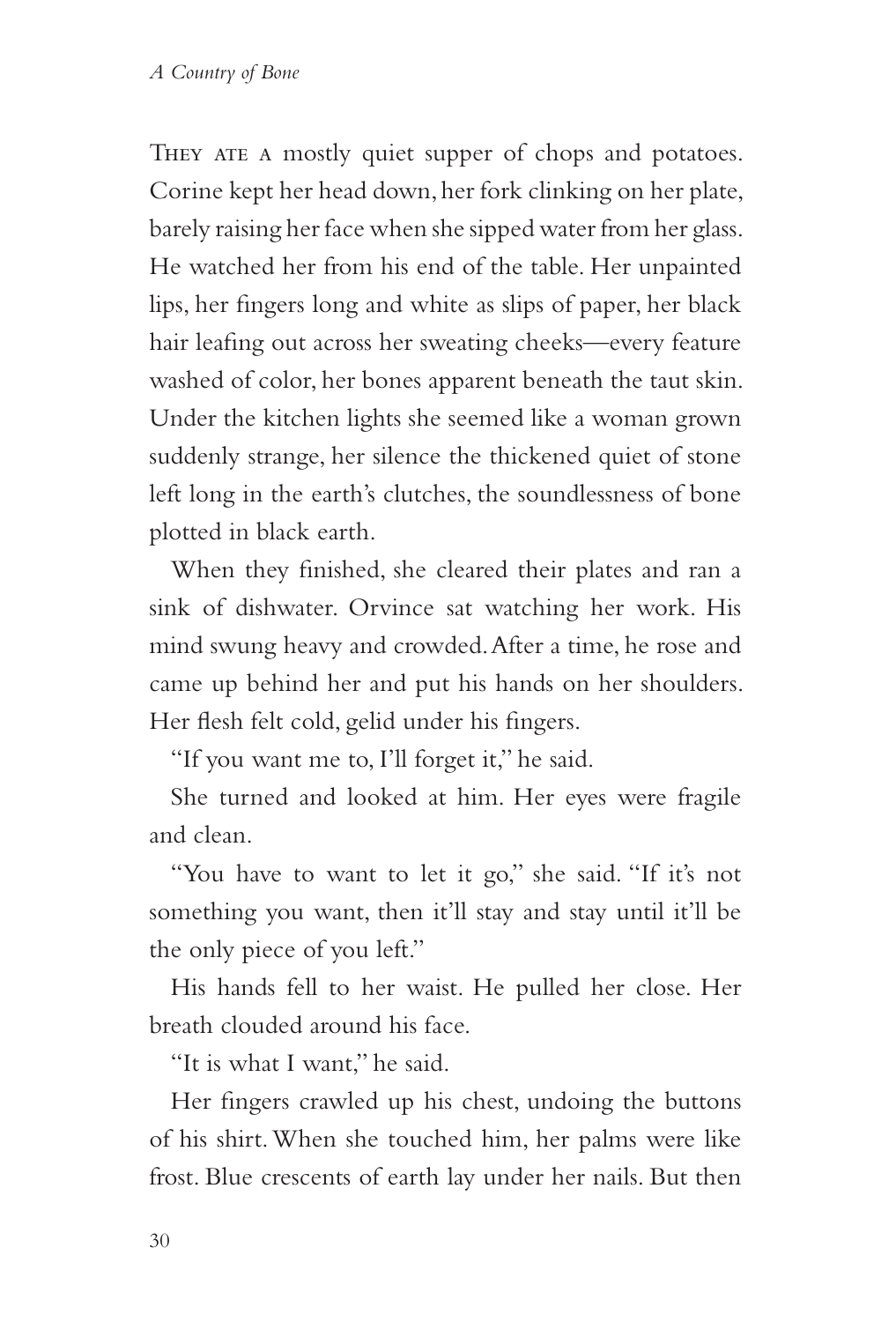They ate a mostly quiet supper of chops and potatoes. Corine kept her head down, her fork clinking on her plate, barely raising her face when she sipped water from her glass. He watched her from his end of the table. Her unpainted lips, her fingers long and white as slips of paper, her black hair leafing out across her sweating cheeks—every feature washed of color, her bones apparent beneath the taut skin. Under the kitchen lights she seemed like a woman grown suddenly strange, her silence the thickened quiet of stone left long in the earth's clutches, the soundlessness of bone plotted in black earth.

When they finished, she cleared their plates and ran a sink of dishwater. Orvince sat watching her work. His mind swung heavy and crowded. After a time, he rose and came up behind her and put his hands on her shoulders. Her flesh felt cold, gelid under his fingers.

"If you want me to, I'll forget it," he said.

She turned and looked at him. Her eyes were fragile and clean.

"You have to want to let it go," she said. "If it's not something you want, then it'll stay and stay until it'll be the only piece of you left."

His hands fell to her waist. He pulled her close. Her breath clouded around his face.

"It is what I want," he said.

Her fingers crawled up his chest, undoing the buttons of his shirt. When she touched him, her palms were like frost. Blue crescents of earth lay under her nails. But then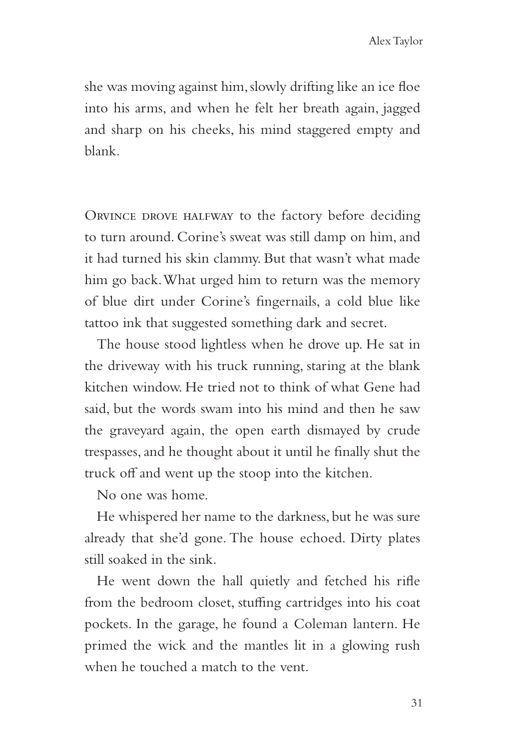she was moving against him, slowly drifting like an ice floe into his arms, and when he felt her breath again, jagged and sharp on his cheeks, his mind staggered empty and blank.

Orvince drove halfway to the factory before deciding to turn around. Corine's sweat was still damp on him, and it had turned his skin clammy. But that wasn't what made him go back. What urged him to return was the memory of blue dirt under Corine's fingernails, a cold blue like tattoo ink that suggested something dark and secret.

The house stood lightless when he drove up. He sat in the driveway with his truck running, staring at the blank kitchen window. He tried not to think of what Gene had said, but the words swam into his mind and then he saw the graveyard again, the open earth dismayed by crude trespasses, and he thought about it until he finally shut the truck off and went up the stoop into the kitchen.

No one was home.

He whispered her name to the darkness, but he was sure already that she'd gone. The house echoed. Dirty plates still soaked in the sink.

He went down the hall quietly and fetched his rifle from the bedroom closet, stuffing cartridges into his coat pockets. In the garage, he found a Coleman lantern. He primed the wick and the mantles lit in a glowing rush when he touched a match to the vent.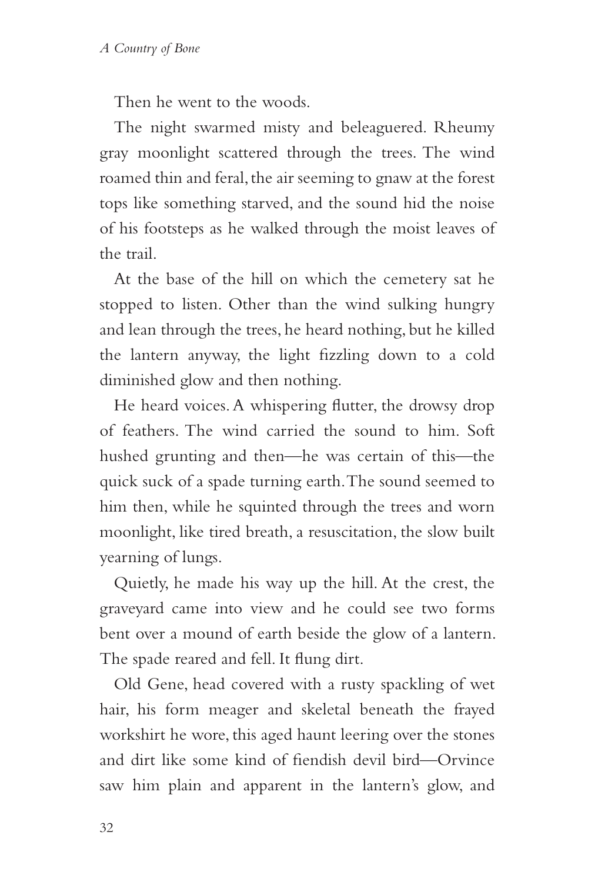Then he went to the woods.

The night swarmed misty and beleaguered. Rheumy gray moonlight scattered through the trees. The wind roamed thin and feral, the air seeming to gnaw at the forest tops like something starved, and the sound hid the noise of his footsteps as he walked through the moist leaves of the trail.

At the base of the hill on which the cemetery sat he stopped to listen. Other than the wind sulking hungry and lean through the trees, he heard nothing, but he killed the lantern anyway, the light fizzling down to a cold diminished glow and then nothing.

He heard voices. A whispering flutter, the drowsy drop of feathers. The wind carried the sound to him. Soft hushed grunting and then—he was certain of this—the quick suck of a spade turning earth. The sound seemed to him then, while he squinted through the trees and worn moonlight, like tired breath, a resuscitation, the slow built yearning of lungs.

Quietly, he made his way up the hill. At the crest, the graveyard came into view and he could see two forms bent over a mound of earth beside the glow of a lantern. The spade reared and fell. It flung dirt.

Old Gene, head covered with a rusty spackling of wet hair, his form meager and skeletal beneath the frayed workshirt he wore, this aged haunt leering over the stones and dirt like some kind of fiendish devil bird—Orvince saw him plain and apparent in the lantern's glow, and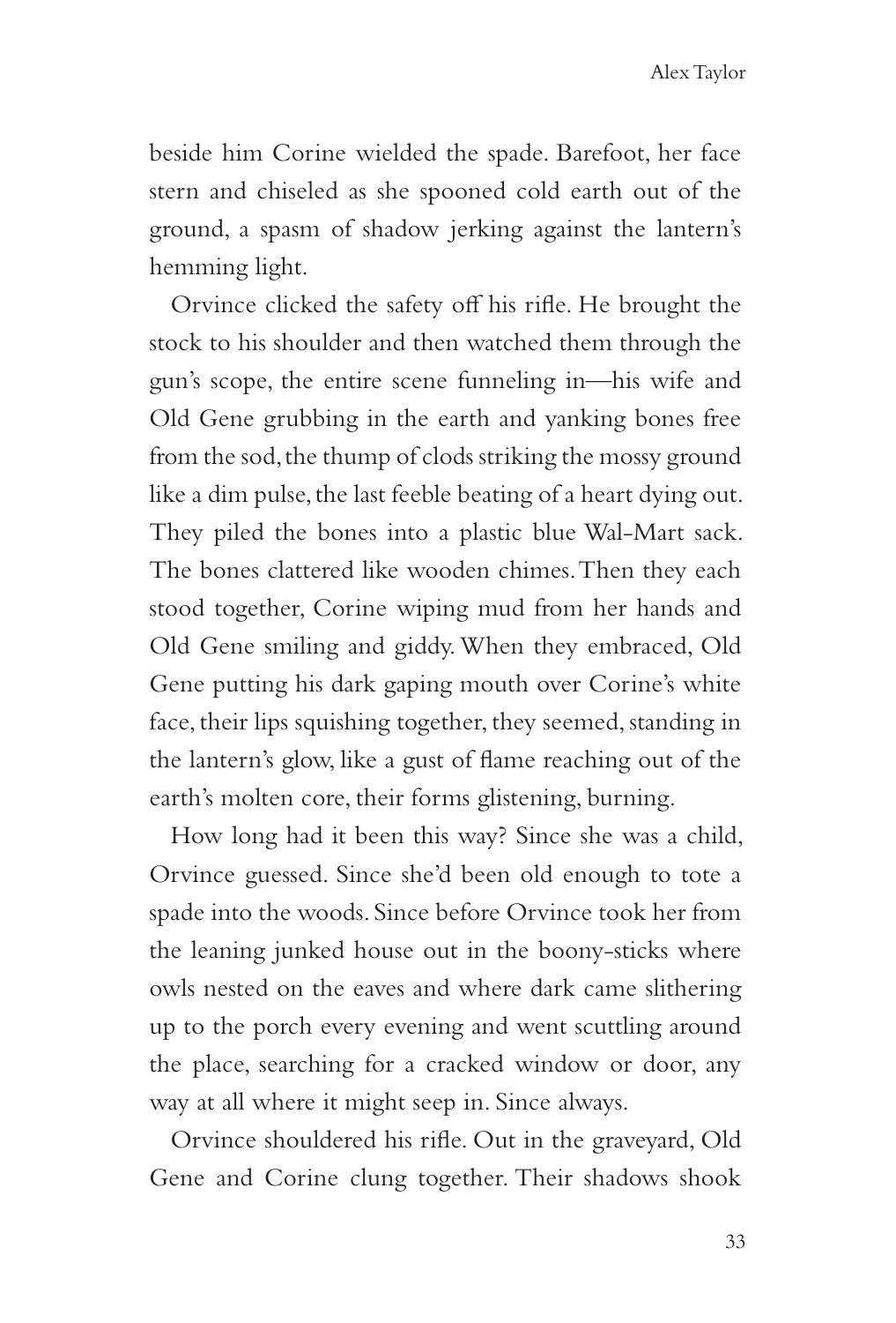beside him Corine wielded the spade. Barefoot, her face stern and chiseled as she spooned cold earth out of the ground, a spasm of shadow jerking against the lantern's hemming light.

Orvince clicked the safety off his rifle. He brought the stock to his shoulder and then watched them through the gun's scope, the entire scene funneling in—his wife and Old Gene grubbing in the earth and yanking bones free from the sod, the thump of clods striking the mossy ground like a dim pulse, the last feeble beating of a heart dying out. They piled the bones into a plastic blue Wal-Mart sack. The bones clattered like wooden chimes. Then they each stood together, Corine wiping mud from her hands and Old Gene smiling and giddy. When they embraced, Old Gene putting his dark gaping mouth over Corine's white face, their lips squishing together, they seemed, standing in the lantern's glow, like a gust of flame reaching out of the earth's molten core, their forms glistening, burning.

How long had it been this way? Since she was a child, Orvince guessed. Since she'd been old enough to tote a spade into the woods. Since before Orvince took her from the leaning junked house out in the boony-sticks where owls nested on the eaves and where dark came slithering up to the porch every evening and went scuttling around the place, searching for a cracked window or door, any way at all where it might seep in. Since always.

Orvince shouldered his rifle. Out in the graveyard, Old Gene and Corine clung together. Their shadows shook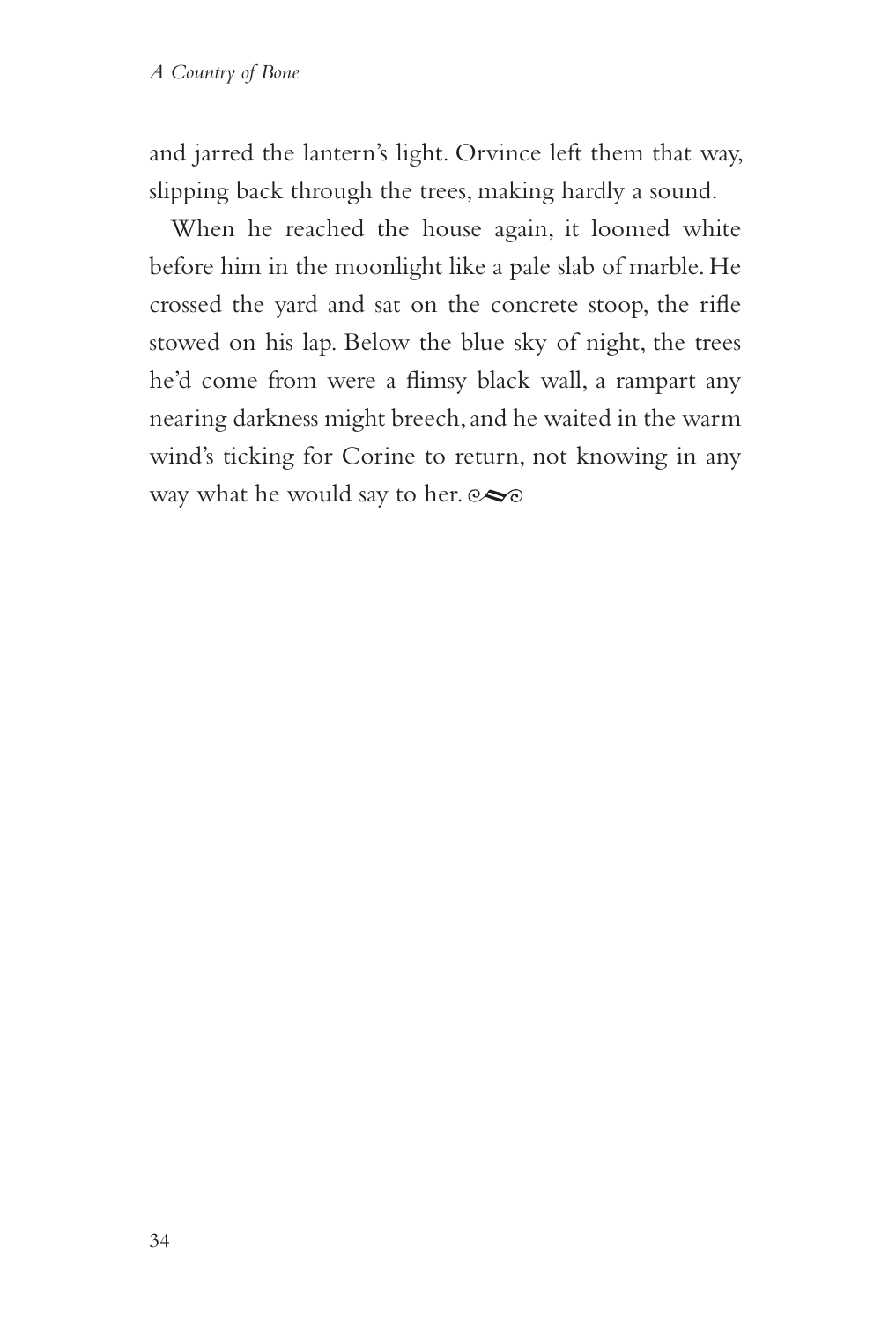and jarred the lantern's light. Orvince left them that way, slipping back through the trees, making hardly a sound.

When he reached the house again, it loomed white before him in the moonlight like a pale slab of marble. He crossed the yard and sat on the concrete stoop, the rifle stowed on his lap. Below the blue sky of night, the trees he'd come from were a flimsy black wall, a rampart any nearing darkness might breech, and he waited in the warm wind's ticking for Corine to return, not knowing in any way what he would say to her.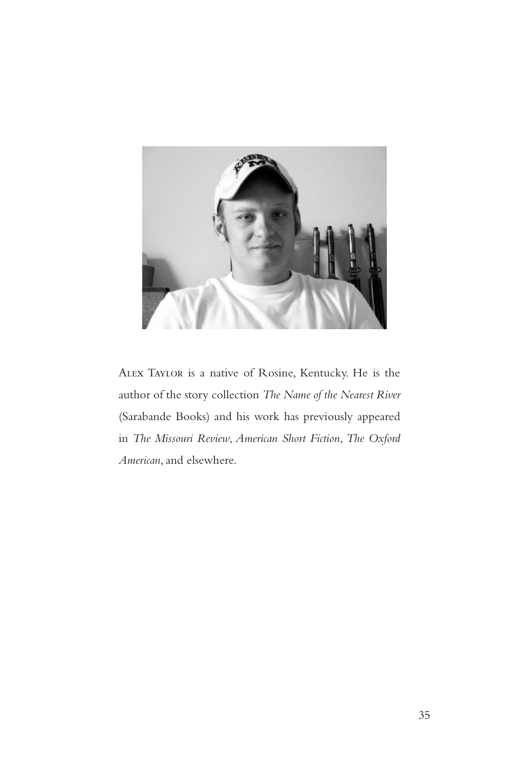Alex Taylor is a native of Rosine, Kentucky. He is the author of the story collection *The Name of the Nearest River* (Sarabande Books) and his work has previously appeared in *The Missouri Review*, *American Short Fiction*, *The Oxford American*, and elsewhere.